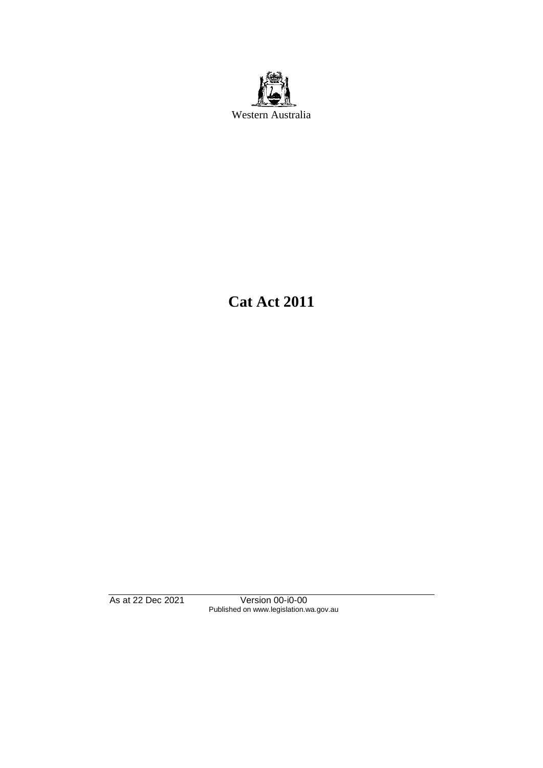Western Australia

# Cat Act 2011

As at 22 Dec 2021 Version 00-i0-00
Published on www.legislation.wa.gov.au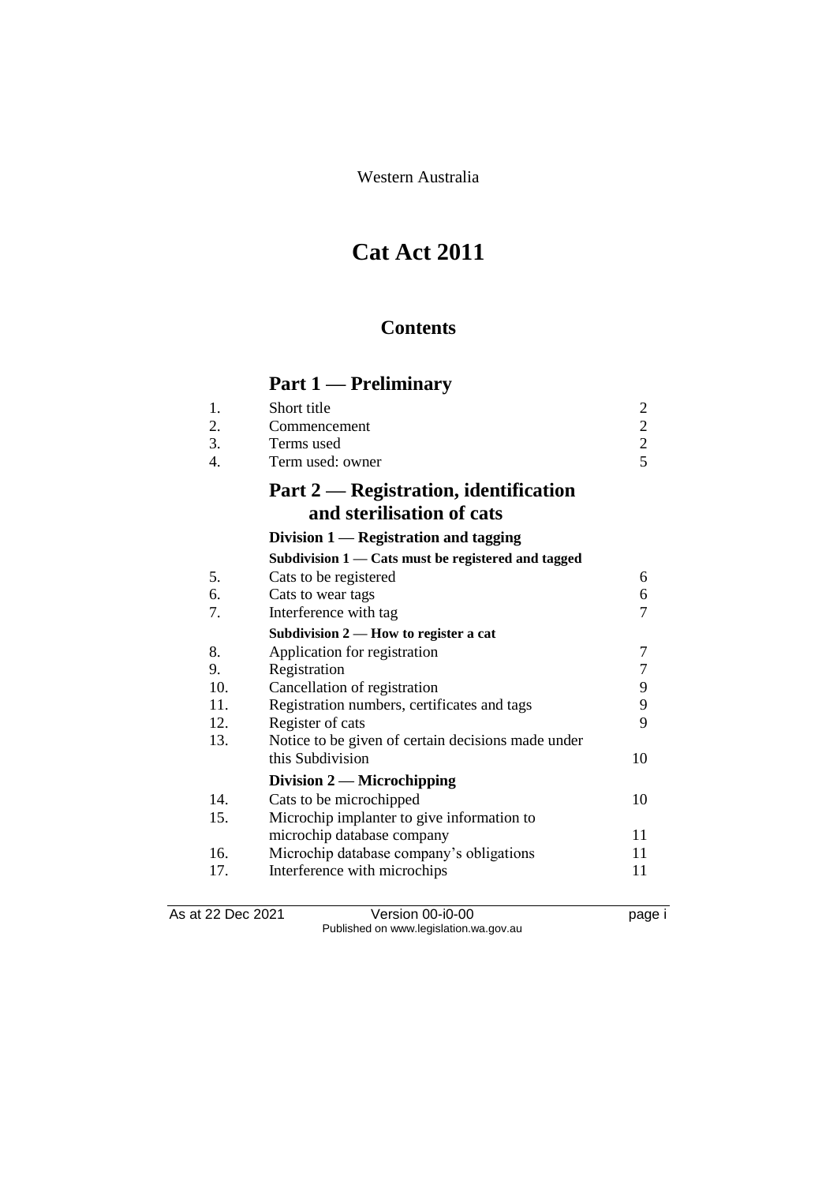Western Australia

# Cat Act 2011

## Contents

## Part 1 — Preliminary

| | | |
|---|---|---|
| 1. | Short title | 2 |
| 2. | Commencement | 2 |
| 3. | Terms used | 2 |
| 4. | Term used: owner | 5 |

## Part 2 — Registration, identification and sterilisation of cats

### Division 1 — Registration and tagging

**Subdivision 1 — Cats must be registered and tagged**

| | | |
|---|---|---|
| 5. | Cats to be registered | 6 |
| 6. | Cats to wear tags | 6 |
| 7. | Interference with tag | 7 |

**Subdivision 2 — How to register a cat**

| | | |
|---|---|---|
| 8. | Application for registration | 7 |
| 9. | Registration | 7 |
| 10. | Cancellation of registration | 9 |
| 11. | Registration numbers, certificates and tags | 9 |
| 12. | Register of cats | 9 |
| 13. | Notice to be given of certain decisions made under this Subdivision | 10 |

### Division 2 — Microchipping

| | | |
|---|---|---|
| 14. | Cats to be microchipped | 10 |
| 15. | Microchip implanter to give information to microchip database company | 11 |
| 16. | Microchip database company's obligations | 11 |
| 17. | Interference with microchips | 11 |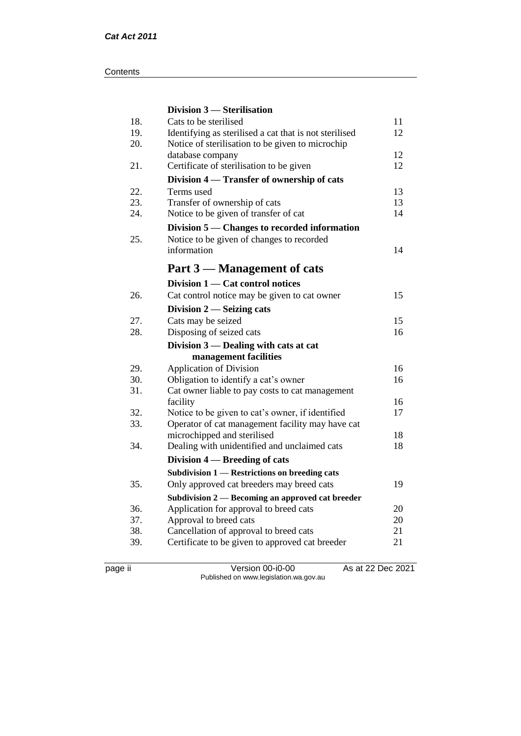| | **Division 3 — Sterilisation** | |
|---|---|---|
| 18. | Cats to be sterilised | 11 |
| 19. | Identifying as sterilised a cat that is not sterilised | 12 |
| 20. | Notice of sterilisation to be given to microchip database company | 12 |
| 21. | Certificate of sterilisation to be given | 12 |
| | **Division 4 — Transfer of ownership of cats** | |
| 22. | Terms used | 13 |
| 23. | Transfer of ownership of cats | 13 |
| 24. | Notice to be given of transfer of cat | 14 |
| | **Division 5 — Changes to recorded information** | |
| 25. | Notice to be given of changes to recorded information | 14 |

## Part 3 — Management of cats

| | **Division 1 — Cat control notices** | |
|---|---|---|
| 26. | Cat control notice may be given to cat owner | 15 |
| | **Division 2 — Seizing cats** | |
| 27. | Cats may be seized | 15 |
| 28. | Disposing of seized cats | 16 |
| | **Division 3 — Dealing with cats at cat management facilities** | |
| 29. | Application of Division | 16 |
| 30. | Obligation to identify a cat's owner | 16 |
| 31. | Cat owner liable to pay costs to cat management facility | 16 |
| 32. | Notice to be given to cat's owner, if identified | 17 |
| 33. | Operator of cat management facility may have cat microchipped and sterilised | 18 |
| 34. | Dealing with unidentified and unclaimed cats | 18 |
| | **Division 4 — Breeding of cats** | |
| | **Subdivision 1 — Restrictions on breeding cats** | |
| 35. | Only approved cat breeders may breed cats | 19 |
| | **Subdivision 2 — Becoming an approved cat breeder** | |
| 36. | Application for approval to breed cats | 20 |
| 37. | Approval to breed cats | 20 |
| 38. | Cancellation of approval to breed cats | 21 |
| 39. | Certificate to be given to approved cat breeder | 21 |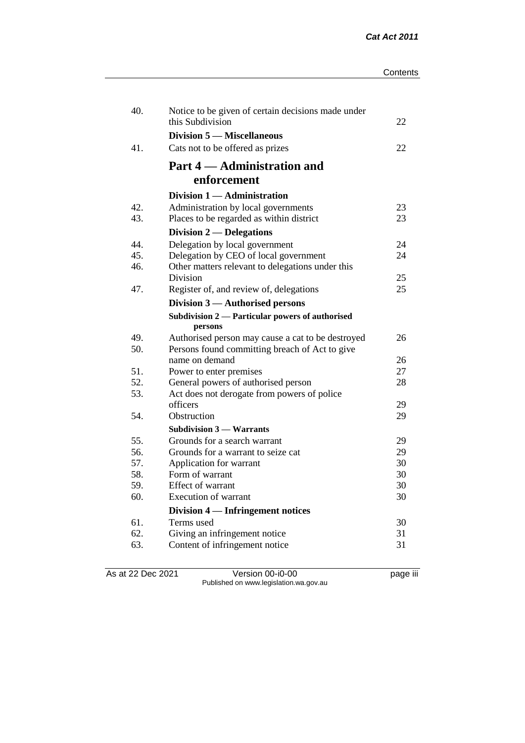| | | |
|---|---|---|
| 40. | Notice to be given of certain decisions made under this Subdivision | 22 |
| | **Division 5 — Miscellaneous** | |
| 41. | Cats not to be offered as prizes | 22 |
| | **Part 4 — Administration and enforcement** | |
| | **Division 1 — Administration** | |
| 42. | Administration by local governments | 23 |
| 43. | Places to be regarded as within district | 23 |
| | **Division 2 — Delegations** | |
| 44. | Delegation by local government | 24 |
| 45. | Delegation by CEO of local government | 24 |
| 46. | Other matters relevant to delegations under this Division | 25 |
| 47. | Register of, and review of, delegations | 25 |
| | **Division 3 — Authorised persons** | |
| | **Subdivision 2 — Particular powers of authorised persons** | |
| 49. | Authorised person may cause a cat to be destroyed | 26 |
| 50. | Persons found committing breach of Act to give name on demand | 26 |
| 51. | Power to enter premises | 27 |
| 52. | General powers of authorised person | 28 |
| 53. | Act does not derogate from powers of police officers | 29 |
| 54. | Obstruction | 29 |
| | **Subdivision 3 — Warrants** | |
| 55. | Grounds for a search warrant | 29 |
| 56. | Grounds for a warrant to seize cat | 29 |
| 57. | Application for warrant | 30 |
| 58. | Form of warrant | 30 |
| 59. | Effect of warrant | 30 |
| 60. | Execution of warrant | 30 |
| | **Division 4 — Infringement notices** | |
| 61. | Terms used | 30 |
| 62. | Giving an infringement notice | 31 |
| 63. | Content of infringement notice | 31 |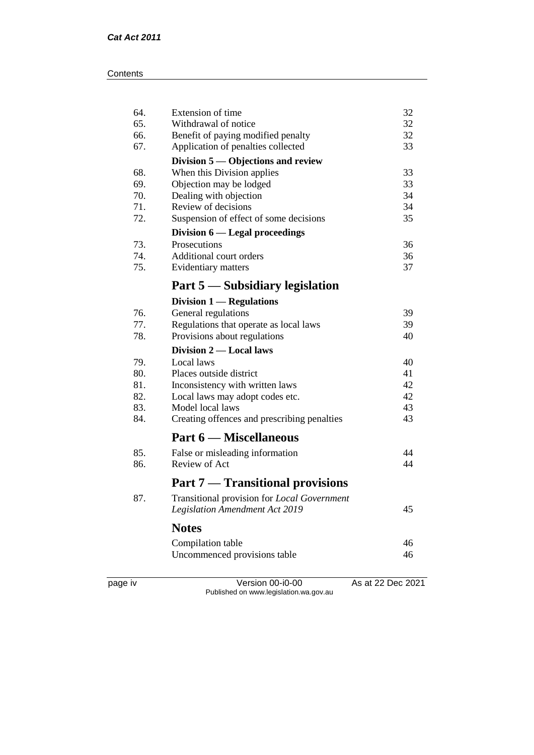| | | |
|---|---|---|
| 64. | Extension of time | 32 |
| 65. | Withdrawal of notice | 32 |
| 66. | Benefit of paying modified penalty | 32 |
| 67. | Application of penalties collected | 33 |
| | **Division 5 — Objections and review** | |
| 68. | When this Division applies | 33 |
| 69. | Objection may be lodged | 33 |
| 70. | Dealing with objection | 34 |
| 71. | Review of decisions | 34 |
| 72. | Suspension of effect of some decisions | 35 |
| | **Division 6 — Legal proceedings** | |
| 73. | Prosecutions | 36 |
| 74. | Additional court orders | 36 |
| 75. | Evidentiary matters | 37 |

## Part 5 — Subsidiary legislation

| | | |
|---|---|---|
| | **Division 1 — Regulations** | |
| 76. | General regulations | 39 |
| 77. | Regulations that operate as local laws | 39 |
| 78. | Provisions about regulations | 40 |
| | **Division 2 — Local laws** | |
| 79. | Local laws | 40 |
| 80. | Places outside district | 41 |
| 81. | Inconsistency with written laws | 42 |
| 82. | Local laws may adopt codes etc. | 42 |
| 83. | Model local laws | 43 |
| 84. | Creating offences and prescribing penalties | 43 |

## Part 6 — Miscellaneous

| | | |
|---|---|---|
| 85. | False or misleading information | 44 |
| 86. | Review of Act | 44 |

## Part 7 — Transitional provisions

| | | |
|---|---|---|
| 87. | Transitional provision for *Local Government Legislation Amendment Act 2019* | 45 |

## Notes

| | |
|---|---|
| Compilation table | 46 |
| Uncommenced provisions table | 46 |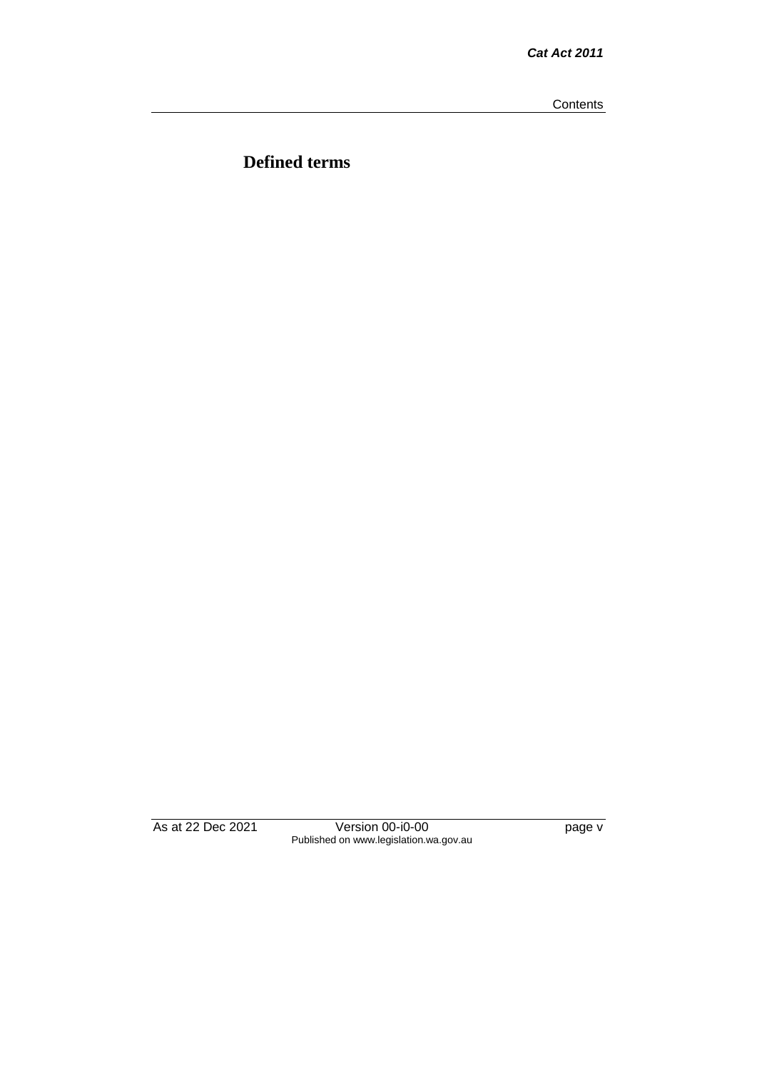# Defined terms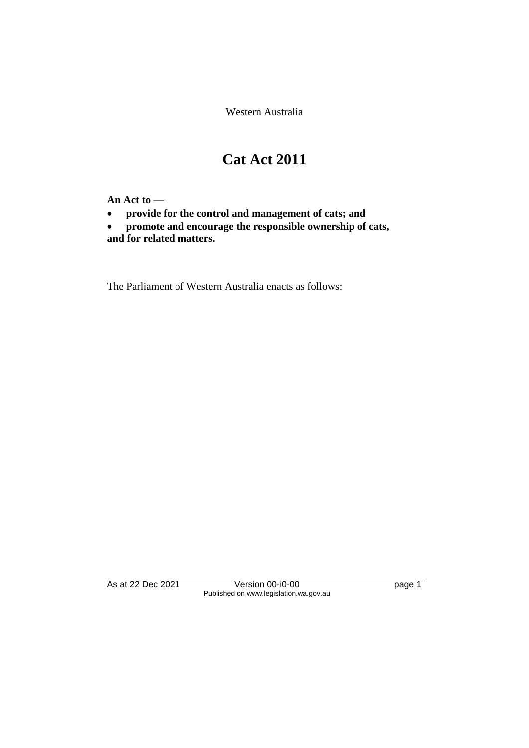Western Australia

# Cat Act 2011

**An Act to —**

- **provide for the control and management of cats; and**
- **promote and encourage the responsible ownership of cats,**

**and for related matters.**

The Parliament of Western Australia enacts as follows: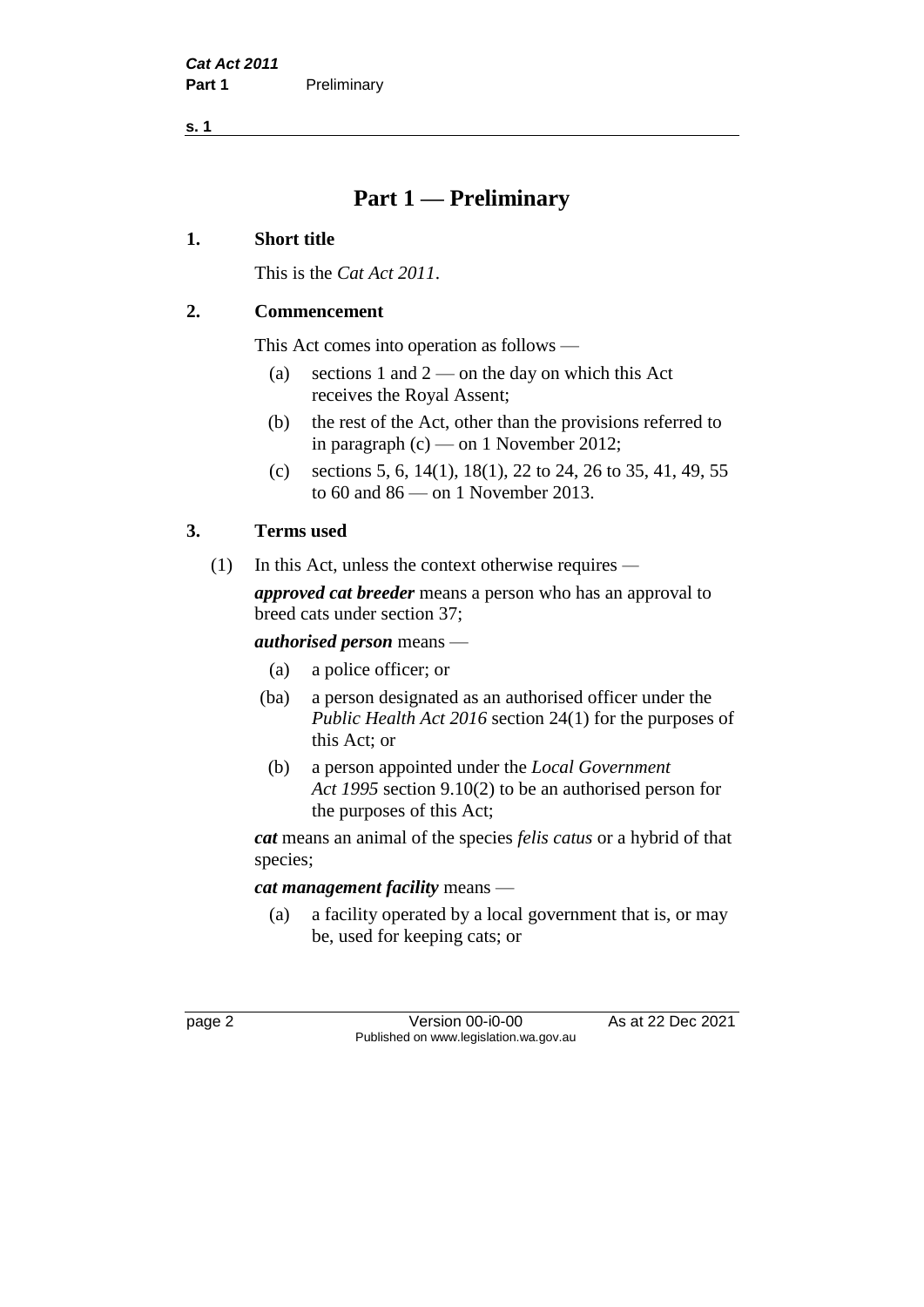# Part 1 — Preliminary

## 1. Short title

This is the *Cat Act 2011*.

## 2. Commencement

This Act comes into operation as follows —

(a) sections 1 and 2 — on the day on which this Act receives the Royal Assent;

(b) the rest of the Act, other than the provisions referred to in paragraph (c) — on 1 November 2012;

(c) sections 5, 6, 14(1), 18(1), 22 to 24, 26 to 35, 41, 49, 55 to 60 and 86 — on 1 November 2013.

## 3. Terms used

(1) In this Act, unless the context otherwise requires —

***approved cat breeder*** means a person who has an approval to breed cats under section 37;

***authorised person*** means —

(a) a police officer; or

(ba) a person designated as an authorised officer under the *Public Health Act 2016* section 24(1) for the purposes of this Act; or

(b) a person appointed under the *Local Government Act 1995* section 9.10(2) to be an authorised person for the purposes of this Act;

***cat*** means an animal of the species *felis catus* or a hybrid of that species;

***cat management facility*** means —

(a) a facility operated by a local government that is, or may be, used for keeping cats; or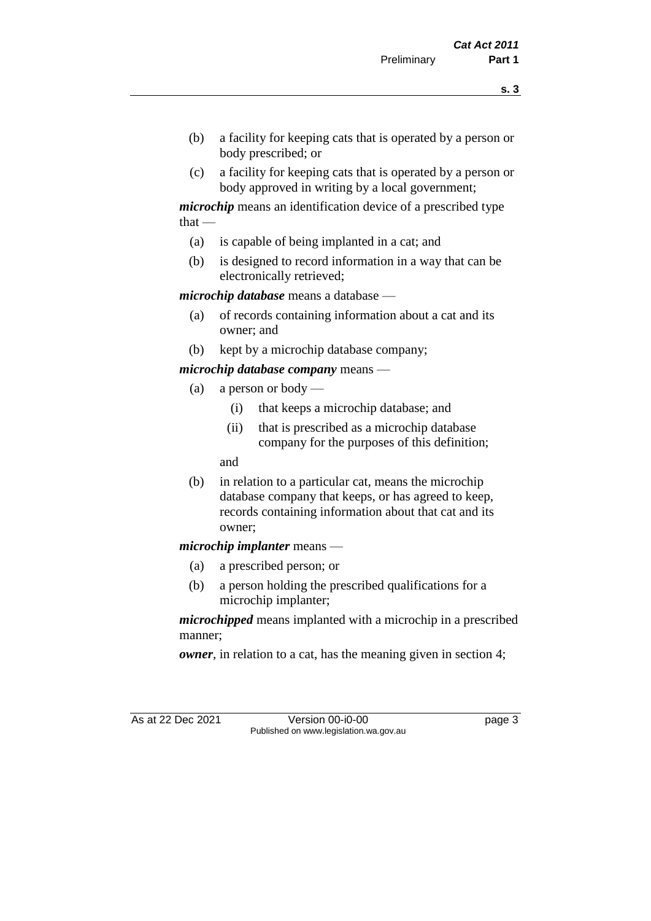(b) a facility for keeping cats that is operated by a person or body prescribed; or

(c) a facility for keeping cats that is operated by a person or body approved in writing by a local government;

***microchip*** means an identification device of a prescribed type that —

(a) is capable of being implanted in a cat; and

(b) is designed to record information in a way that can be electronically retrieved;

***microchip database*** means a database —

(a) of records containing information about a cat and its owner; and

(b) kept by a microchip database company;

***microchip database company*** means —

(a) a person or body —

(i) that keeps a microchip database; and

(ii) that is prescribed as a microchip database company for the purposes of this definition;

and

(b) in relation to a particular cat, means the microchip database company that keeps, or has agreed to keep, records containing information about that cat and its owner;

***microchip implanter*** means —

(a) a prescribed person; or

(b) a person holding the prescribed qualifications for a microchip implanter;

***microchipped*** means implanted with a microchip in a prescribed manner;

***owner***, in relation to a cat, has the meaning given in section 4;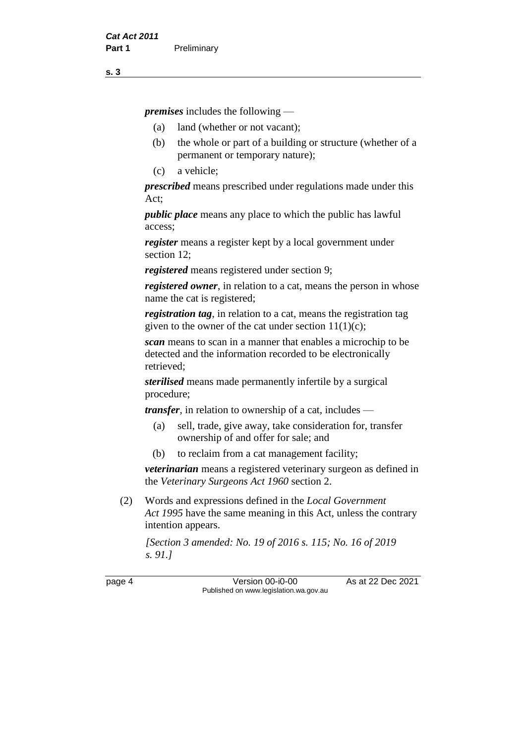***premises*** includes the following —

(a) land (whether or not vacant);

(b) the whole or part of a building or structure (whether of a permanent or temporary nature);

(c) a vehicle;

***prescribed*** means prescribed under regulations made under this Act;

***public place*** means any place to which the public has lawful access;

***register*** means a register kept by a local government under section 12;

***registered*** means registered under section 9;

***registered owner***, in relation to a cat, means the person in whose name the cat is registered;

***registration tag***, in relation to a cat, means the registration tag given to the owner of the cat under section 11(1)(c);

***scan*** means to scan in a manner that enables a microchip to be detected and the information recorded to be electronically retrieved;

***sterilised*** means made permanently infertile by a surgical procedure;

***transfer***, in relation to ownership of a cat, includes —

(a) sell, trade, give away, take consideration for, transfer ownership of and offer for sale; and

(b) to reclaim from a cat management facility;

***veterinarian*** means a registered veterinary surgeon as defined in the *Veterinary Surgeons Act 1960* section 2.

(2) Words and expressions defined in the *Local Government Act 1995* have the same meaning in this Act, unless the contrary intention appears.

*[Section 3 amended: No. 19 of 2016 s. 115; No. 16 of 2019 s. 91.]*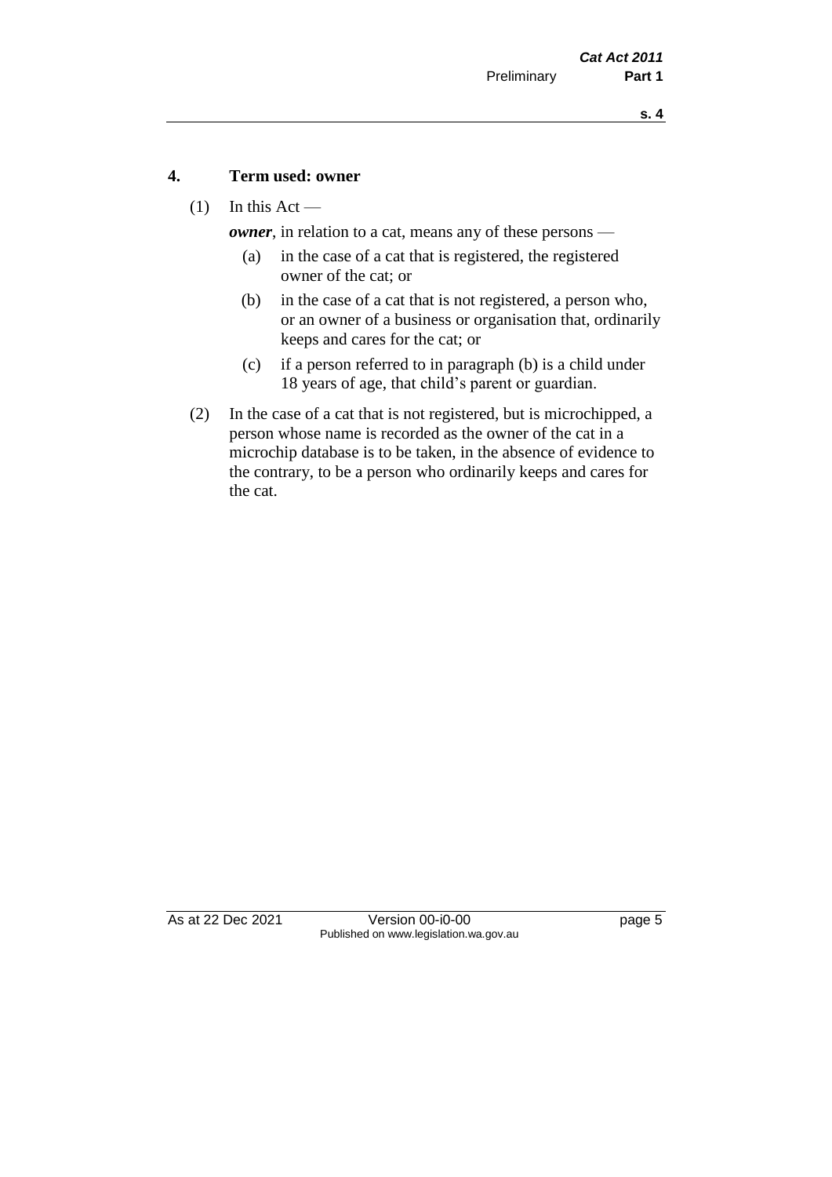## 4. Term used: owner

(1) In this Act —

***owner***, in relation to a cat, means any of these persons —

(a) in the case of a cat that is registered, the registered owner of the cat; or

(b) in the case of a cat that is not registered, a person who, or an owner of a business or organisation that, ordinarily keeps and cares for the cat; or

(c) if a person referred to in paragraph (b) is a child under 18 years of age, that child's parent or guardian.

(2) In the case of a cat that is not registered, but is microchipped, a person whose name is recorded as the owner of the cat in a microchip database is to be taken, in the absence of evidence to the contrary, to be a person who ordinarily keeps and cares for the cat.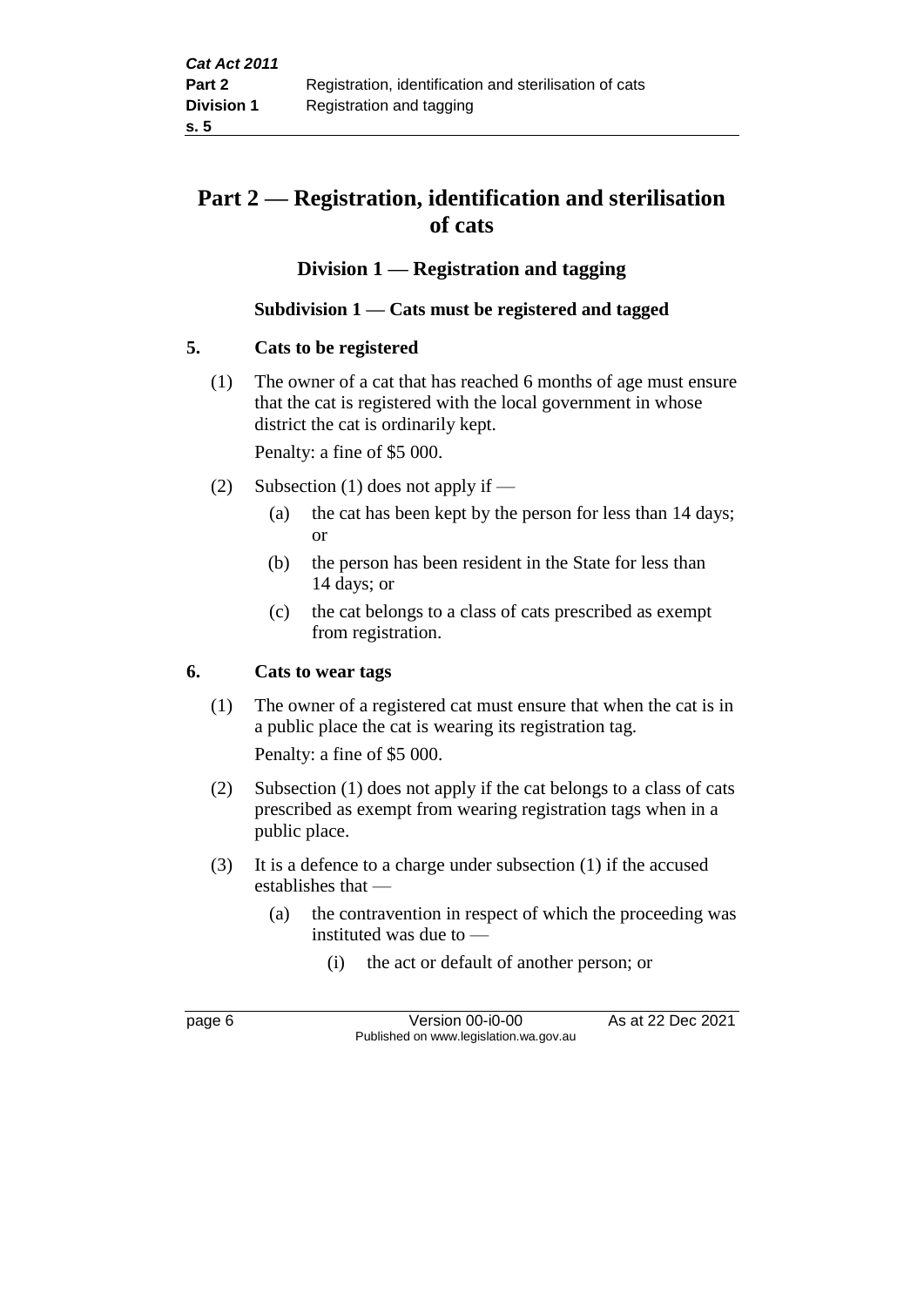# Part 2 — Registration, identification and sterilisation of cats

## Division 1 — Registration and tagging

### Subdivision 1 — Cats must be registered and tagged

**5. Cats to be registered**

(1) The owner of a cat that has reached 6 months of age must ensure that the cat is registered with the local government in whose district the cat is ordinarily kept.

Penalty: a fine of $5 000.

(2) Subsection (1) does not apply if —

(a) the cat has been kept by the person for less than 14 days; or

(b) the person has been resident in the State for less than 14 days; or

(c) the cat belongs to a class of cats prescribed as exempt from registration.

**6. Cats to wear tags**

(1) The owner of a registered cat must ensure that when the cat is in a public place the cat is wearing its registration tag.

Penalty: a fine of $5 000.

(2) Subsection (1) does not apply if the cat belongs to a class of cats prescribed as exempt from wearing registration tags when in a public place.

(3) It is a defence to a charge under subsection (1) if the accused establishes that —

(a) the contravention in respect of which the proceeding was instituted was due to —

(i) the act or default of another person; or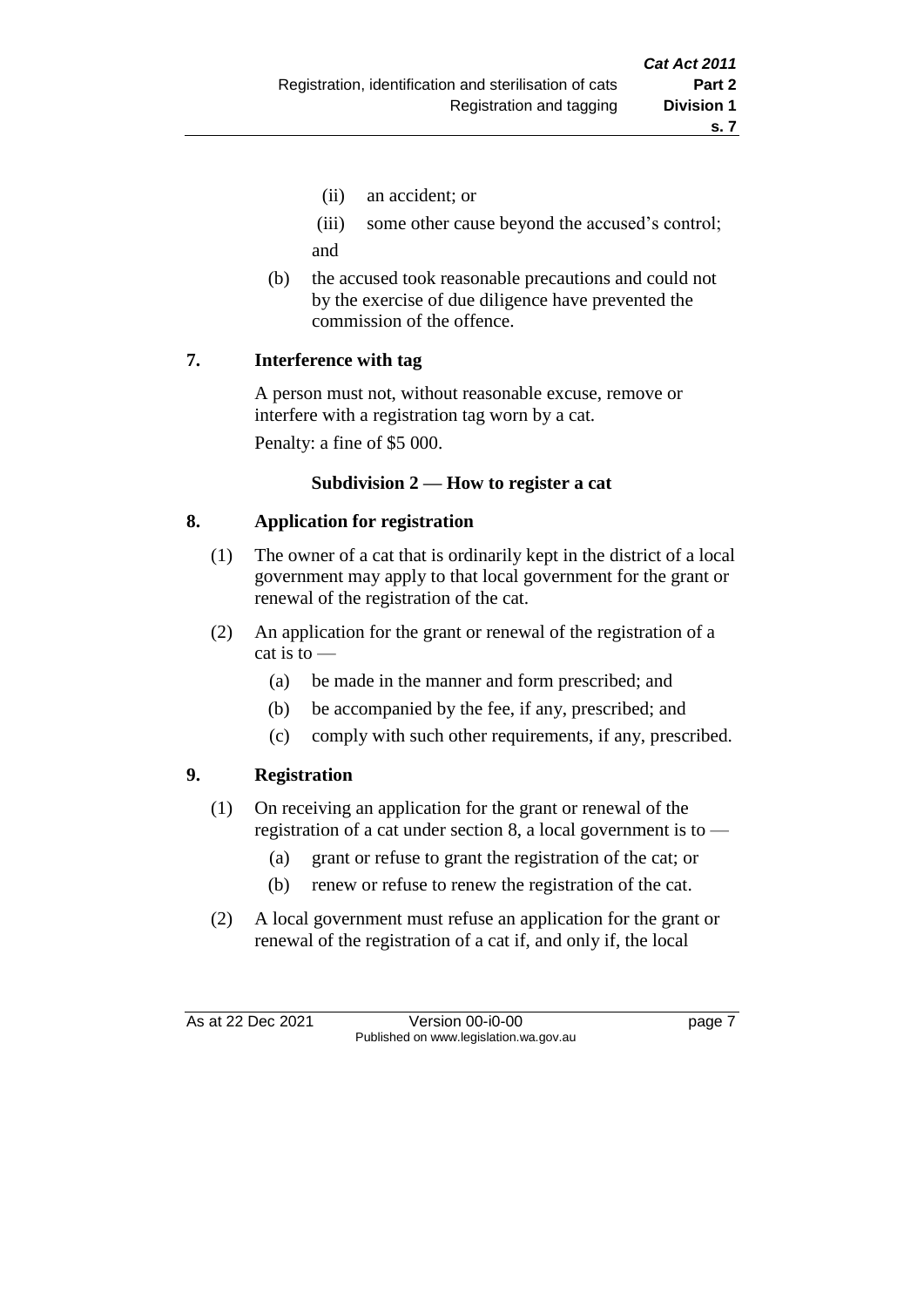(ii) an accident; or

(iii) some other cause beyond the accused's control;

and

(b) the accused took reasonable precautions and could not by the exercise of due diligence have prevented the commission of the offence.

## 7. Interference with tag

A person must not, without reasonable excuse, remove or interfere with a registration tag worn by a cat.

Penalty: a fine of $5 000.

### Subdivision 2 — How to register a cat

## 8. Application for registration

(1) The owner of a cat that is ordinarily kept in the district of a local government may apply to that local government for the grant or renewal of the registration of the cat.

(2) An application for the grant or renewal of the registration of a cat is to —

(a) be made in the manner and form prescribed; and

(b) be accompanied by the fee, if any, prescribed; and

(c) comply with such other requirements, if any, prescribed.

## 9. Registration

(1) On receiving an application for the grant or renewal of the registration of a cat under section 8, a local government is to —

(a) grant or refuse to grant the registration of the cat; or

(b) renew or refuse to renew the registration of the cat.

(2) A local government must refuse an application for the grant or renewal of the registration of a cat if, and only if, the local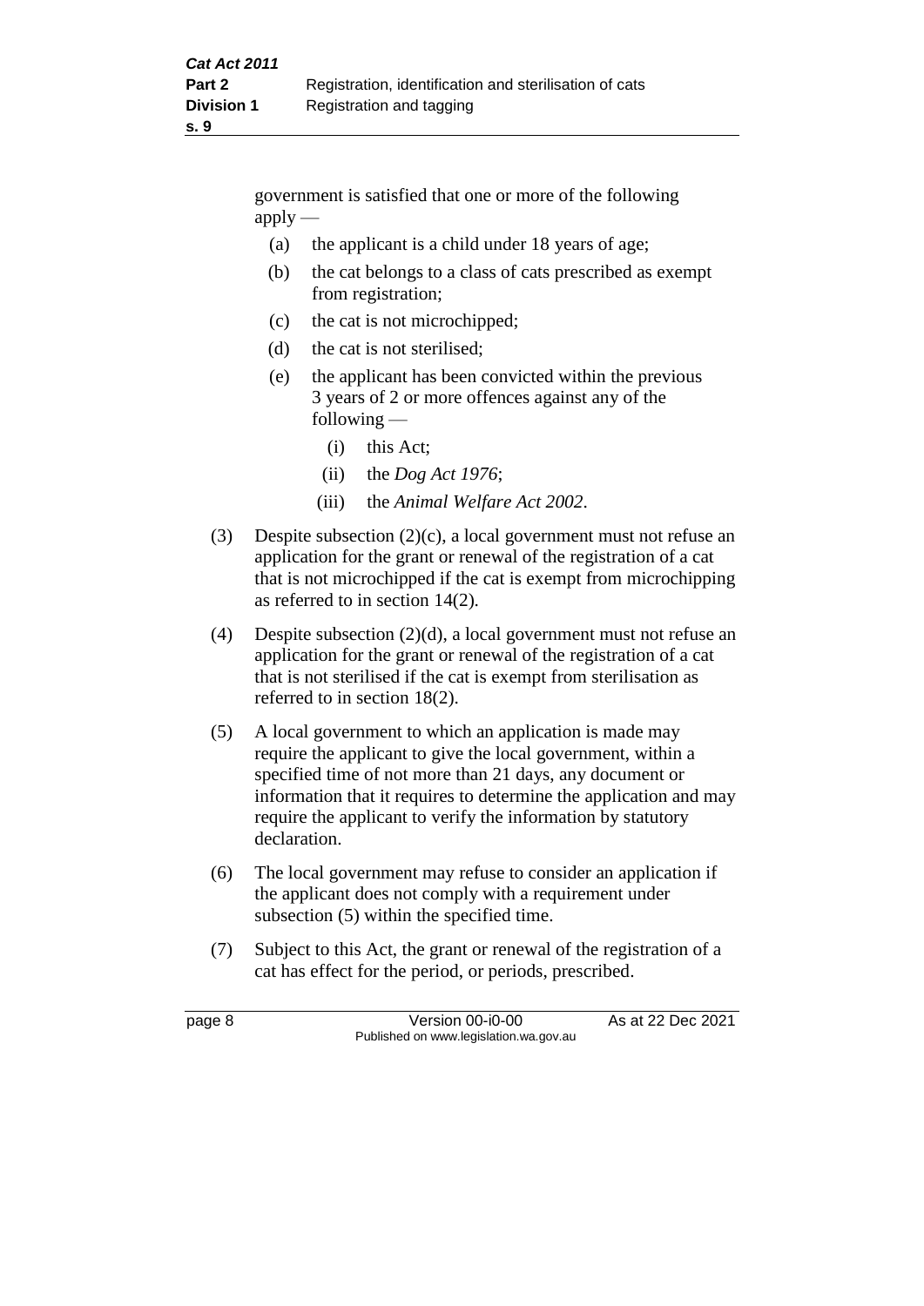government is satisfied that one or more of the following apply —

(a) the applicant is a child under 18 years of age;

(b) the cat belongs to a class of cats prescribed as exempt from registration;

(c) the cat is not microchipped;

(d) the cat is not sterilised;

(e) the applicant has been convicted within the previous 3 years of 2 or more offences against any of the following —

(i) this Act;

(ii) the *Dog Act 1976*;

(iii) the *Animal Welfare Act 2002*.

(3) Despite subsection (2)(c), a local government must not refuse an application for the grant or renewal of the registration of a cat that is not microchipped if the cat is exempt from microchipping as referred to in section 14(2).

(4) Despite subsection (2)(d), a local government must not refuse an application for the grant or renewal of the registration of a cat that is not sterilised if the cat is exempt from sterilisation as referred to in section 18(2).

(5) A local government to which an application is made may require the applicant to give the local government, within a specified time of not more than 21 days, any document or information that it requires to determine the application and may require the applicant to verify the information by statutory declaration.

(6) The local government may refuse to consider an application if the applicant does not comply with a requirement under subsection (5) within the specified time.

(7) Subject to this Act, the grant or renewal of the registration of a cat has effect for the period, or periods, prescribed.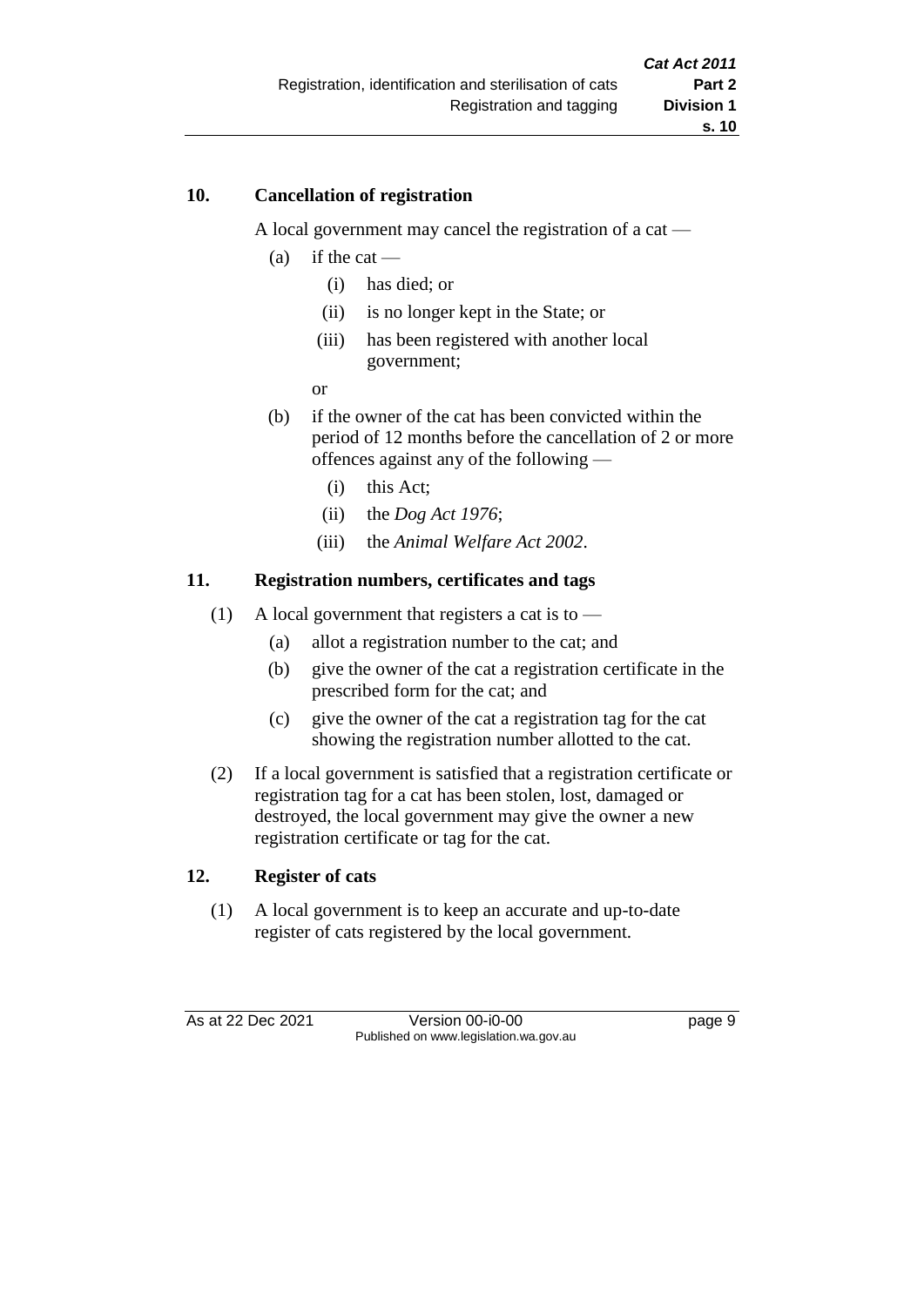### 10. Cancellation of registration

A local government may cancel the registration of a cat —

- (a) if the cat —
  - (i) has died; or
  - (ii) is no longer kept in the State; or
  - (iii) has been registered with another local government;

  or
- (b) if the owner of the cat has been convicted within the period of 12 months before the cancellation of 2 or more offences against any of the following —
  - (i) this Act;
  - (ii) the *Dog Act 1976*;
  - (iii) the *Animal Welfare Act 2002*.

### 11. Registration numbers, certificates and tags

(1) A local government that registers a cat is to —

- (a) allot a registration number to the cat; and
- (b) give the owner of the cat a registration certificate in the prescribed form for the cat; and
- (c) give the owner of the cat a registration tag for the cat showing the registration number allotted to the cat.

(2) If a local government is satisfied that a registration certificate or registration tag for a cat has been stolen, lost, damaged or destroyed, the local government may give the owner a new registration certificate or tag for the cat.

### 12. Register of cats

(1) A local government is to keep an accurate and up-to-date register of cats registered by the local government.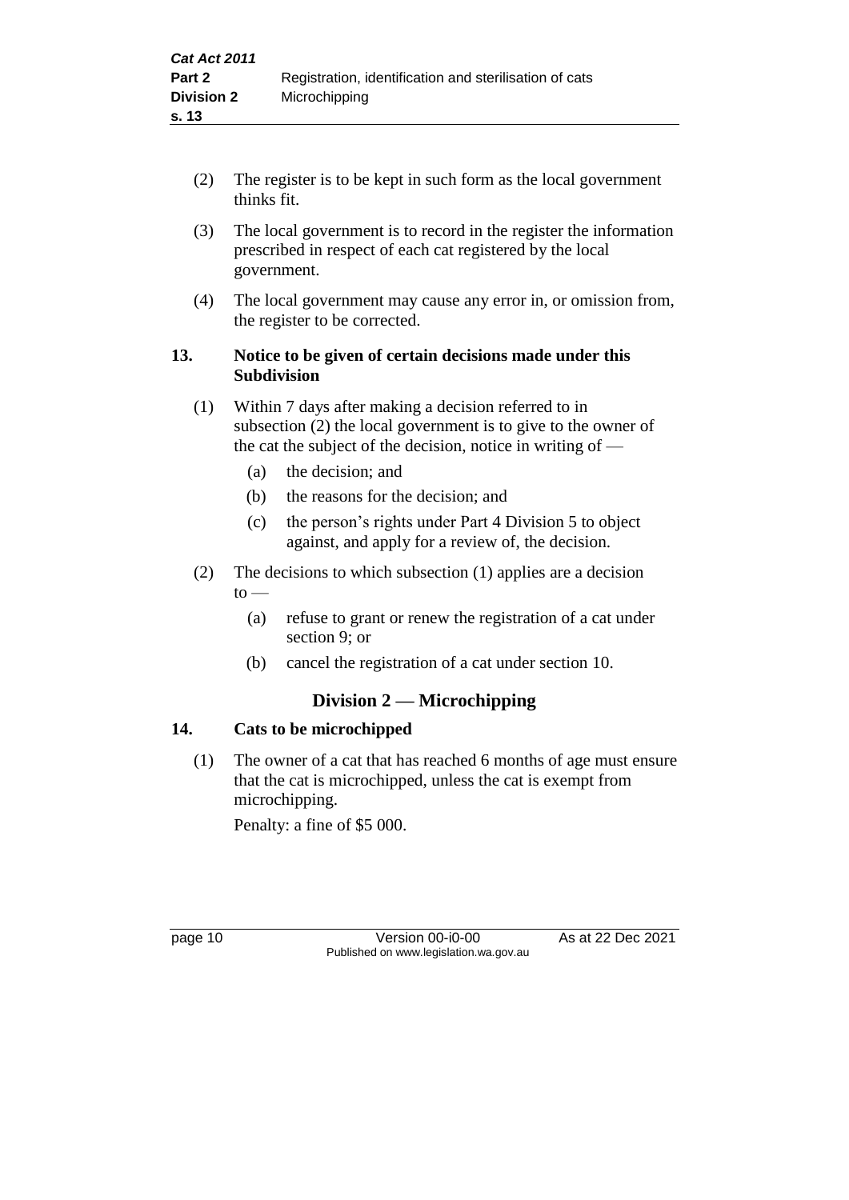(2) The register is to be kept in such form as the local government thinks fit.

(3) The local government is to record in the register the information prescribed in respect of each cat registered by the local government.

(4) The local government may cause any error in, or omission from, the register to be corrected.

**13. Notice to be given of certain decisions made under this Subdivision**

(1) Within 7 days after making a decision referred to in subsection (2) the local government is to give to the owner of the cat the subject of the decision, notice in writing of —

(a) the decision; and

(b) the reasons for the decision; and

(c) the person's rights under Part 4 Division 5 to object against, and apply for a review of, the decision.

(2) The decisions to which subsection (1) applies are a decision to —

(a) refuse to grant or renew the registration of a cat under section 9; or

(b) cancel the registration of a cat under section 10.

## Division 2 — Microchipping

**14. Cats to be microchipped**

(1) The owner of a cat that has reached 6 months of age must ensure that the cat is microchipped, unless the cat is exempt from microchipping.

Penalty: a fine of $5 000.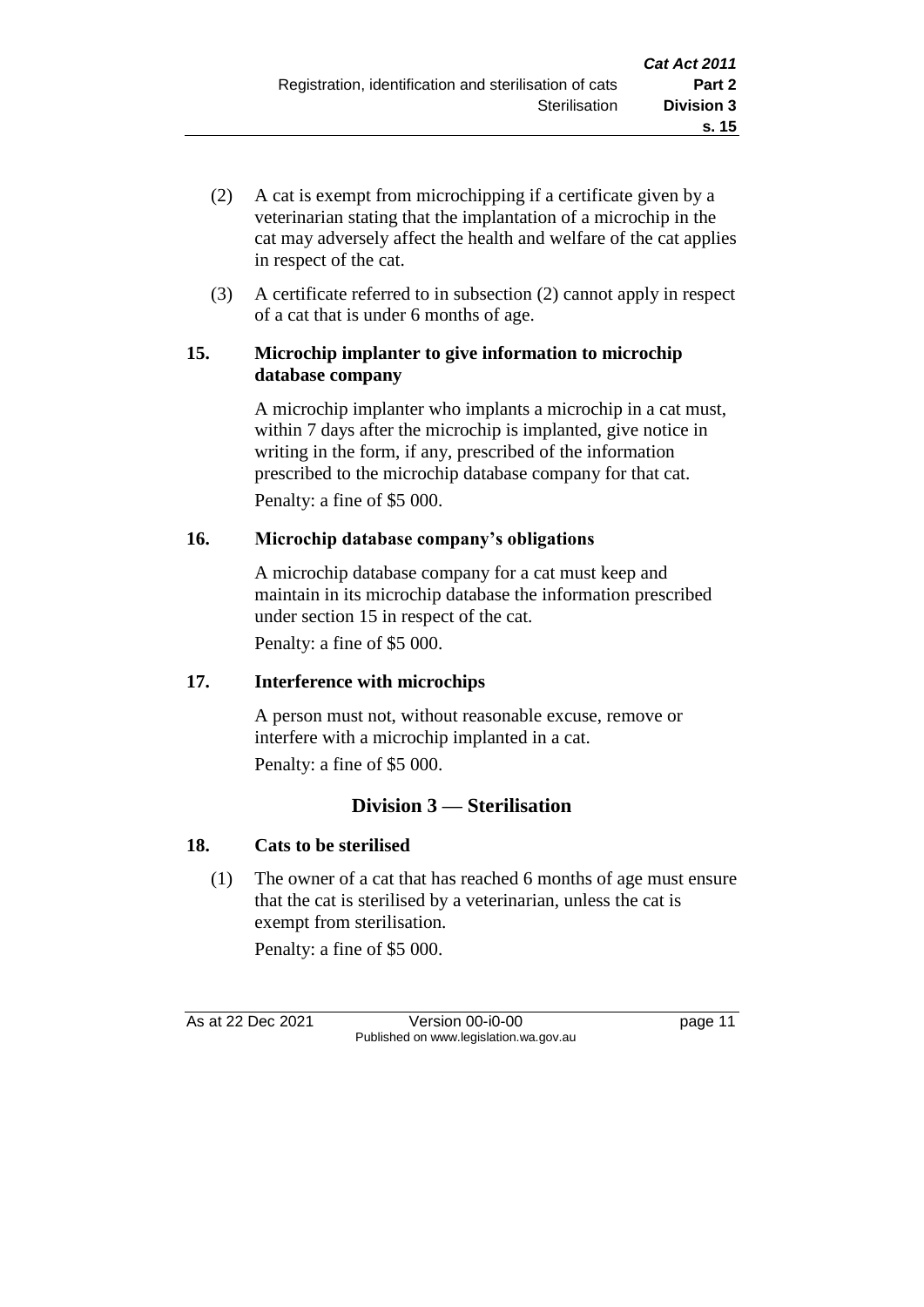(2) A cat is exempt from microchipping if a certificate given by a veterinarian stating that the implantation of a microchip in the cat may adversely affect the health and welfare of the cat applies in respect of the cat.

(3) A certificate referred to in subsection (2) cannot apply in respect of a cat that is under 6 months of age.

### 15. Microchip implanter to give information to microchip database company

A microchip implanter who implants a microchip in a cat must, within 7 days after the microchip is implanted, give notice in writing in the form, if any, prescribed of the information prescribed to the microchip database company for that cat.

Penalty: a fine of $5 000.

### 16. Microchip database company's obligations

A microchip database company for a cat must keep and maintain in its microchip database the information prescribed under section 15 in respect of the cat.

Penalty: a fine of $5 000.

### 17. Interference with microchips

A person must not, without reasonable excuse, remove or interfere with a microchip implanted in a cat.

Penalty: a fine of $5 000.

## Division 3 — Sterilisation

### 18. Cats to be sterilised

(1) The owner of a cat that has reached 6 months of age must ensure that the cat is sterilised by a veterinarian, unless the cat is exempt from sterilisation.

Penalty: a fine of $5 000.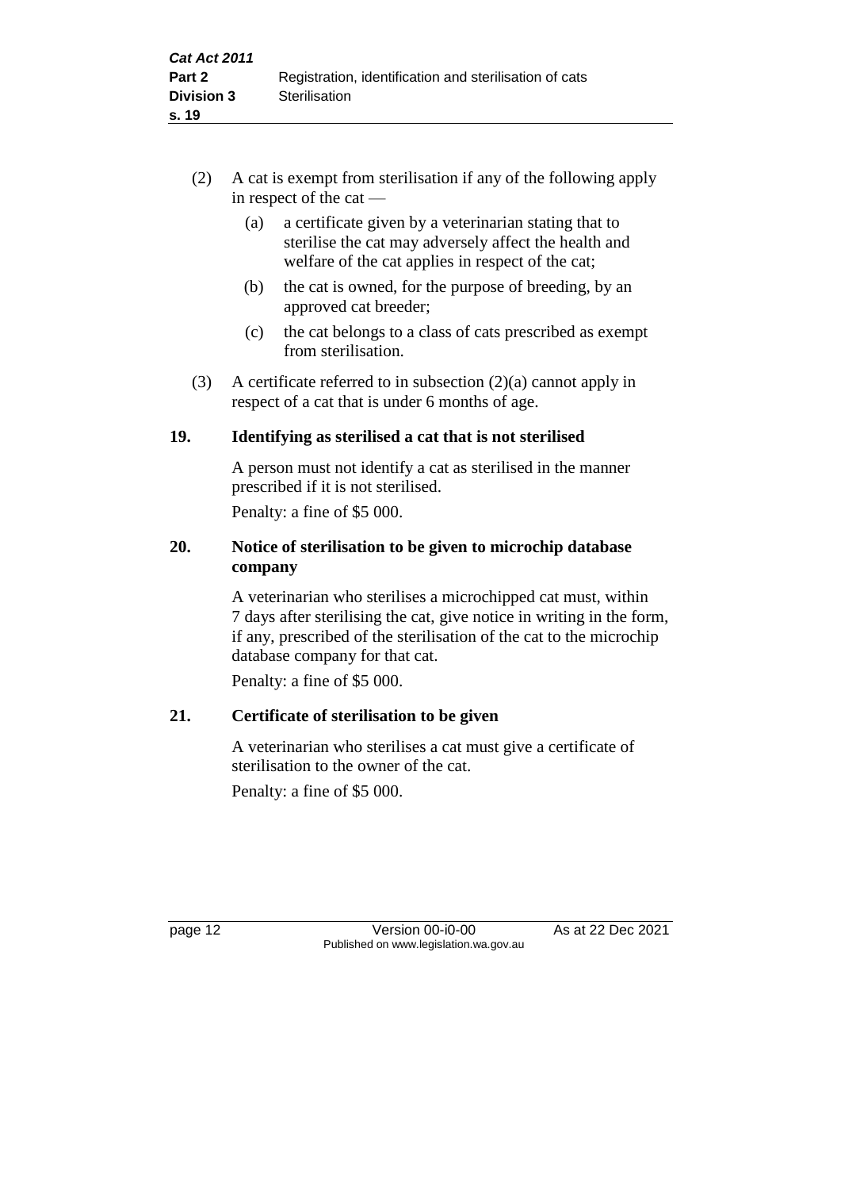(2) A cat is exempt from sterilisation if any of the following apply in respect of the cat —

(a) a certificate given by a veterinarian stating that to sterilise the cat may adversely affect the health and welfare of the cat applies in respect of the cat;

(b) the cat is owned, for the purpose of breeding, by an approved cat breeder;

(c) the cat belongs to a class of cats prescribed as exempt from sterilisation.

(3) A certificate referred to in subsection (2)(a) cannot apply in respect of a cat that is under 6 months of age.

## 19. Identifying as sterilised a cat that is not sterilised

A person must not identify a cat as sterilised in the manner prescribed if it is not sterilised.

Penalty: a fine of $5 000.

## 20. Notice of sterilisation to be given to microchip database company

A veterinarian who sterilises a microchipped cat must, within 7 days after sterilising the cat, give notice in writing in the form, if any, prescribed of the sterilisation of the cat to the microchip database company for that cat.

Penalty: a fine of $5 000.

## 21. Certificate of sterilisation to be given

A veterinarian who sterilises a cat must give a certificate of sterilisation to the owner of the cat.

Penalty: a fine of $5 000.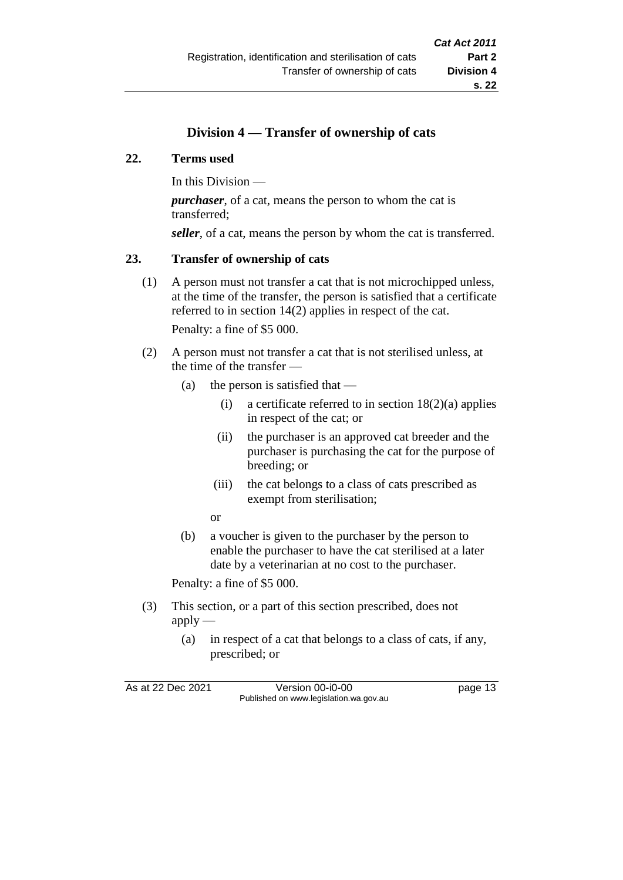## Division 4 — Transfer of ownership of cats

### 22. Terms used

In this Division —

***purchaser***, of a cat, means the person to whom the cat is transferred;

***seller***, of a cat, means the person by whom the cat is transferred.

### 23. Transfer of ownership of cats

(1) A person must not transfer a cat that is not microchipped unless, at the time of the transfer, the person is satisfied that a certificate referred to in section 14(2) applies in respect of the cat.

Penalty: a fine of $5 000.

(2) A person must not transfer a cat that is not sterilised unless, at the time of the transfer —

- (a) the person is satisfied that —
  - (i) a certificate referred to in section 18(2)(a) applies in respect of the cat; or
  - (ii) the purchaser is an approved cat breeder and the purchaser is purchasing the cat for the purpose of breeding; or
  - (iii) the cat belongs to a class of cats prescribed as exempt from sterilisation;

  or
- (b) a voucher is given to the purchaser by the person to enable the purchaser to have the cat sterilised at a later date by a veterinarian at no cost to the purchaser.

Penalty: a fine of $5 000.

(3) This section, or a part of this section prescribed, does not apply —

- (a) in respect of a cat that belongs to a class of cats, if any, prescribed; or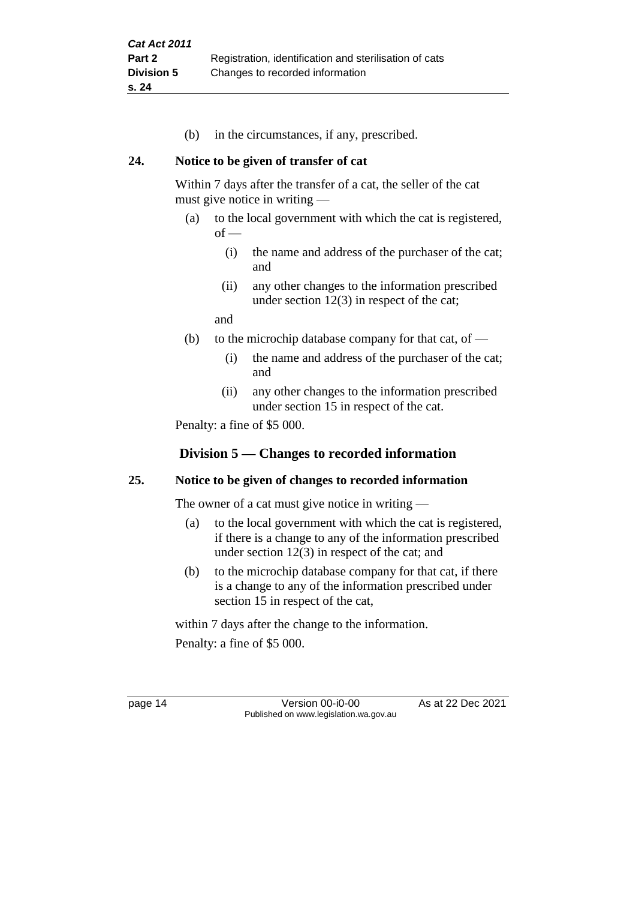(b) in the circumstances, if any, prescribed.

### 24. Notice to be given of transfer of cat

Within 7 days after the transfer of a cat, the seller of the cat must give notice in writing —

- (a) to the local government with which the cat is registered, of —
  - (i) the name and address of the purchaser of the cat; and
  - (ii) any other changes to the information prescribed under section 12(3) in respect of the cat;

  and
- (b) to the microchip database company for that cat, of —
  - (i) the name and address of the purchaser of the cat; and
  - (ii) any other changes to the information prescribed under section 15 in respect of the cat.

Penalty: a fine of $5 000.

## Division 5 — Changes to recorded information

### 25. Notice to be given of changes to recorded information

The owner of a cat must give notice in writing —

- (a) to the local government with which the cat is registered, if there is a change to any of the information prescribed under section 12(3) in respect of the cat; and
- (b) to the microchip database company for that cat, if there is a change to any of the information prescribed under section 15 in respect of the cat,

within 7 days after the change to the information.

Penalty: a fine of $5 000.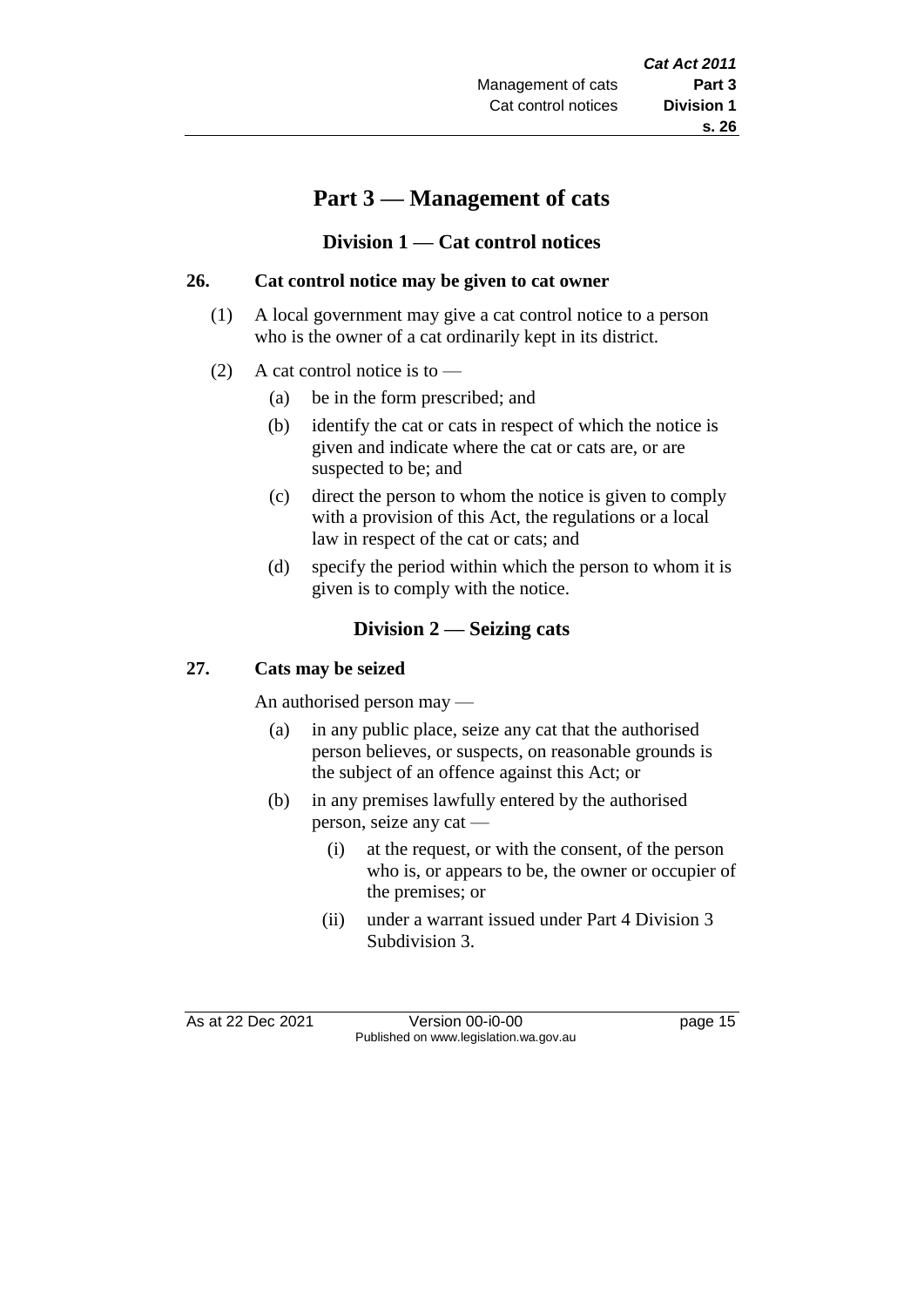# Part 3 — Management of cats

## Division 1 — Cat control notices

### 26. Cat control notice may be given to cat owner

(1) A local government may give a cat control notice to a person who is the owner of a cat ordinarily kept in its district.

(2) A cat control notice is to —

(a) be in the form prescribed; and

(b) identify the cat or cats in respect of which the notice is given and indicate where the cat or cats are, or are suspected to be; and

(c) direct the person to whom the notice is given to comply with a provision of this Act, the regulations or a local law in respect of the cat or cats; and

(d) specify the period within which the person to whom it is given is to comply with the notice.

## Division 2 — Seizing cats

### 27. Cats may be seized

An authorised person may —

(a) in any public place, seize any cat that the authorised person believes, or suspects, on reasonable grounds is the subject of an offence against this Act; or

(b) in any premises lawfully entered by the authorised person, seize any cat —

(i) at the request, or with the consent, of the person who is, or appears to be, the owner or occupier of the premises; or

(ii) under a warrant issued under Part 4 Division 3 Subdivision 3.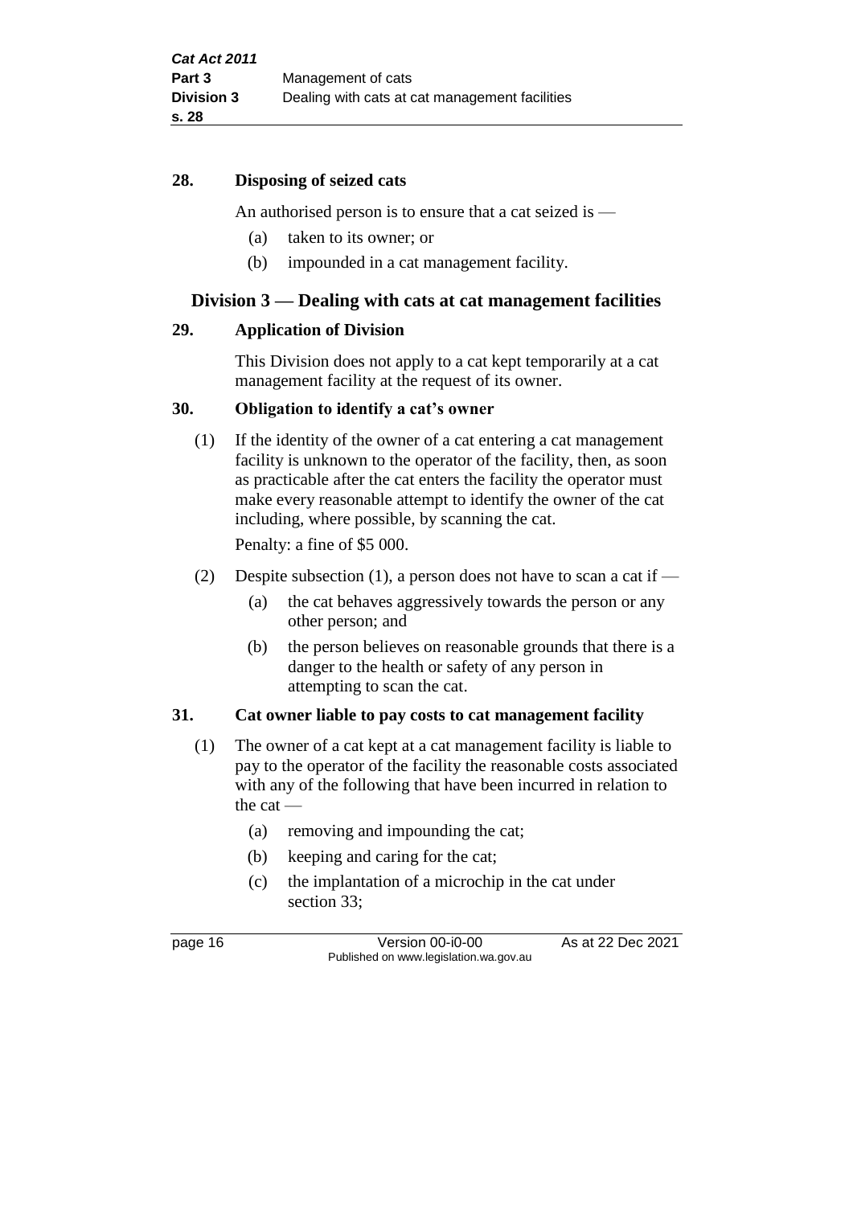**28. Disposing of seized cats**

An authorised person is to ensure that a cat seized is —

(a) taken to its owner; or

(b) impounded in a cat management facility.

## Division 3 — Dealing with cats at cat management facilities

**29. Application of Division**

This Division does not apply to a cat kept temporarily at a cat management facility at the request of its owner.

**30. Obligation to identify a cat's owner**

(1) If the identity of the owner of a cat entering a cat management facility is unknown to the operator of the facility, then, as soon as practicable after the cat enters the facility the operator must make every reasonable attempt to identify the owner of the cat including, where possible, by scanning the cat.

Penalty: a fine of $5 000.

(2) Despite subsection (1), a person does not have to scan a cat if —

(a) the cat behaves aggressively towards the person or any other person; and

(b) the person believes on reasonable grounds that there is a danger to the health or safety of any person in attempting to scan the cat.

**31. Cat owner liable to pay costs to cat management facility**

(1) The owner of a cat kept at a cat management facility is liable to pay to the operator of the facility the reasonable costs associated with any of the following that have been incurred in relation to the cat —

(a) removing and impounding the cat;

(b) keeping and caring for the cat;

(c) the implantation of a microchip in the cat under section 33;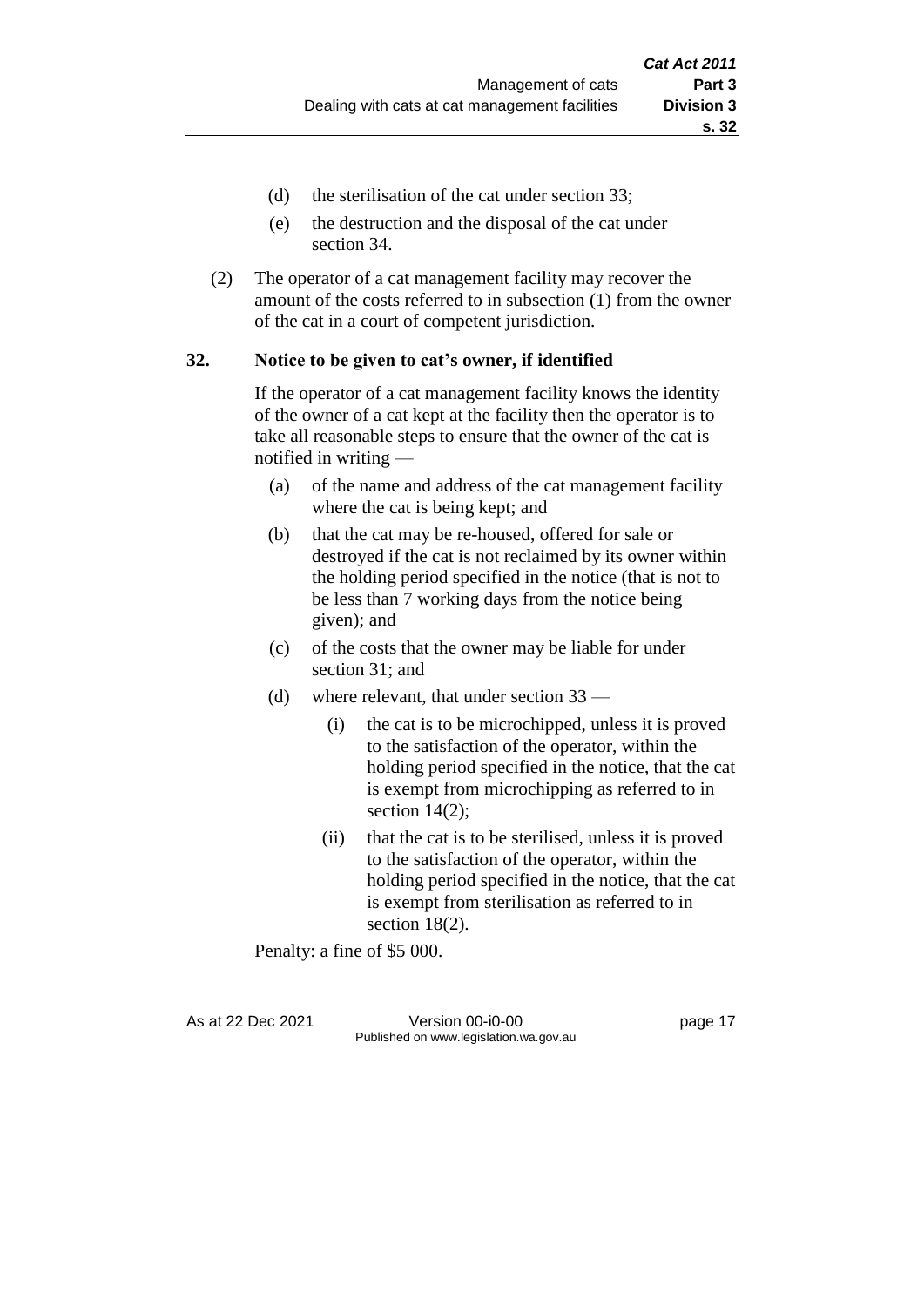- (d) the sterilisation of the cat under section 33;
- (e) the destruction and the disposal of the cat under section 34.

(2) The operator of a cat management facility may recover the amount of the costs referred to in subsection (1) from the owner of the cat in a court of competent jurisdiction.

### 32. Notice to be given to cat's owner, if identified

If the operator of a cat management facility knows the identity of the owner of a cat kept at the facility then the operator is to take all reasonable steps to ensure that the owner of the cat is notified in writing —

- (a) of the name and address of the cat management facility where the cat is being kept; and
- (b) that the cat may be re-housed, offered for sale or destroyed if the cat is not reclaimed by its owner within the holding period specified in the notice (that is not to be less than 7 working days from the notice being given); and
- (c) of the costs that the owner may be liable for under section 31; and
- (d) where relevant, that under section 33 —
  - (i) the cat is to be microchipped, unless it is proved to the satisfaction of the operator, within the holding period specified in the notice, that the cat is exempt from microchipping as referred to in section 14(2);
  - (ii) that the cat is to be sterilised, unless it is proved to the satisfaction of the operator, within the holding period specified in the notice, that the cat is exempt from sterilisation as referred to in section 18(2).

Penalty: a fine of $5 000.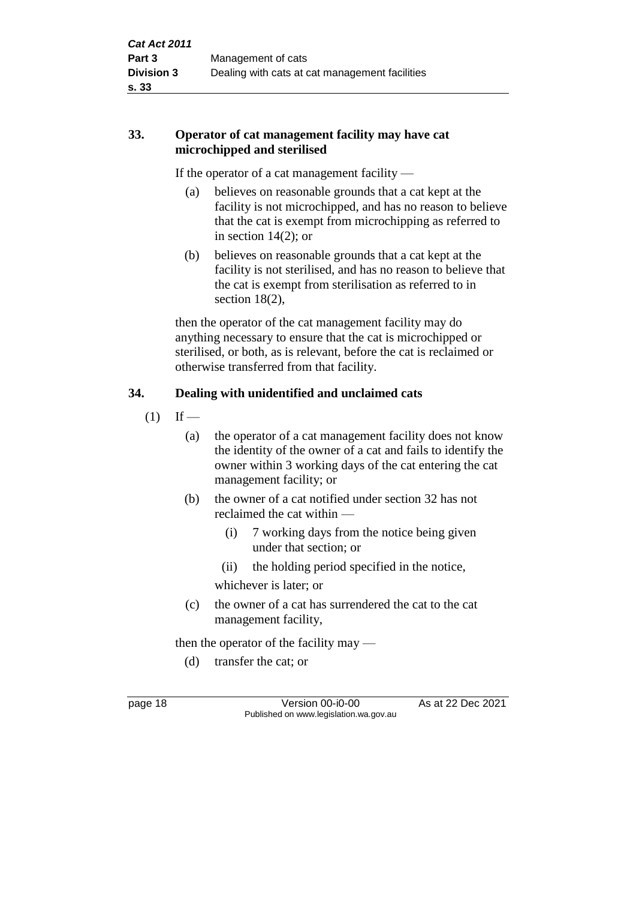## 33. Operator of cat management facility may have cat microchipped and sterilised

If the operator of a cat management facility —

(a) believes on reasonable grounds that a cat kept at the facility is not microchipped, and has no reason to believe that the cat is exempt from microchipping as referred to in section 14(2); or

(b) believes on reasonable grounds that a cat kept at the facility is not sterilised, and has no reason to believe that the cat is exempt from sterilisation as referred to in section 18(2),

then the operator of the cat management facility may do anything necessary to ensure that the cat is microchipped or sterilised, or both, as is relevant, before the cat is reclaimed or otherwise transferred from that facility.

## 34. Dealing with unidentified and unclaimed cats

(1) If —

(a) the operator of a cat management facility does not know the identity of the owner of a cat and fails to identify the owner within 3 working days of the cat entering the cat management facility; or

(b) the owner of a cat notified under section 32 has not reclaimed the cat within —

(i) 7 working days from the notice being given under that section; or

(ii) the holding period specified in the notice,

whichever is later; or

(c) the owner of a cat has surrendered the cat to the cat management facility,

then the operator of the facility may —

(d) transfer the cat; or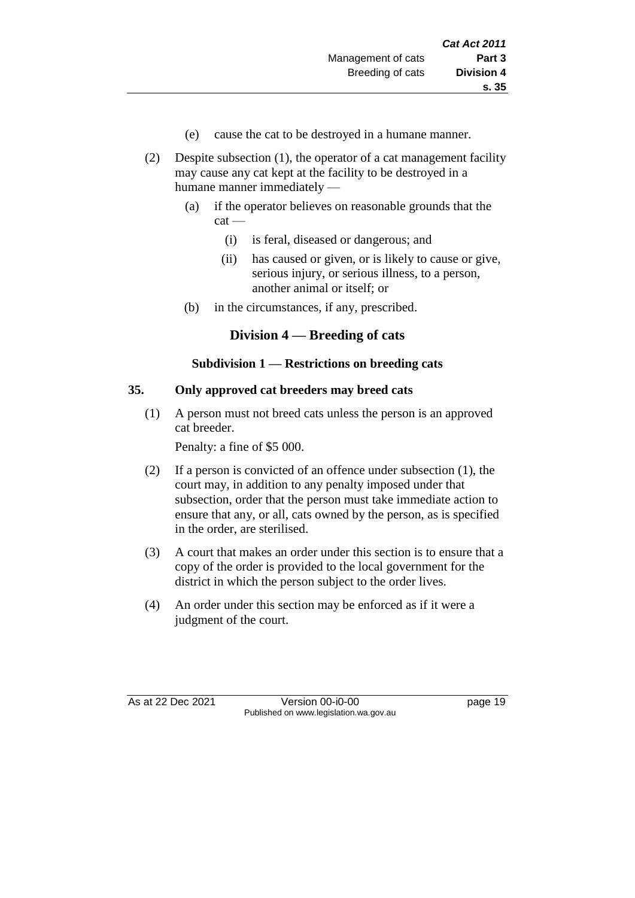(e) cause the cat to be destroyed in a humane manner.

(2) Despite subsection (1), the operator of a cat management facility may cause any cat kept at the facility to be destroyed in a humane manner immediately —

(a) if the operator believes on reasonable grounds that the cat —

(i) is feral, diseased or dangerous; and

(ii) has caused or given, or is likely to cause or give, serious injury, or serious illness, to a person, another animal or itself; or

(b) in the circumstances, if any, prescribed.

## Division 4 — Breeding of cats

### Subdivision 1 — Restrictions on breeding cats

**35. Only approved cat breeders may breed cats**

(1) A person must not breed cats unless the person is an approved cat breeder.

Penalty: a fine of $5 000.

(2) If a person is convicted of an offence under subsection (1), the court may, in addition to any penalty imposed under that subsection, order that the person must take immediate action to ensure that any, or all, cats owned by the person, as is specified in the order, are sterilised.

(3) A court that makes an order under this section is to ensure that a copy of the order is provided to the local government for the district in which the person subject to the order lives.

(4) An order under this section may be enforced as if it were a judgment of the court.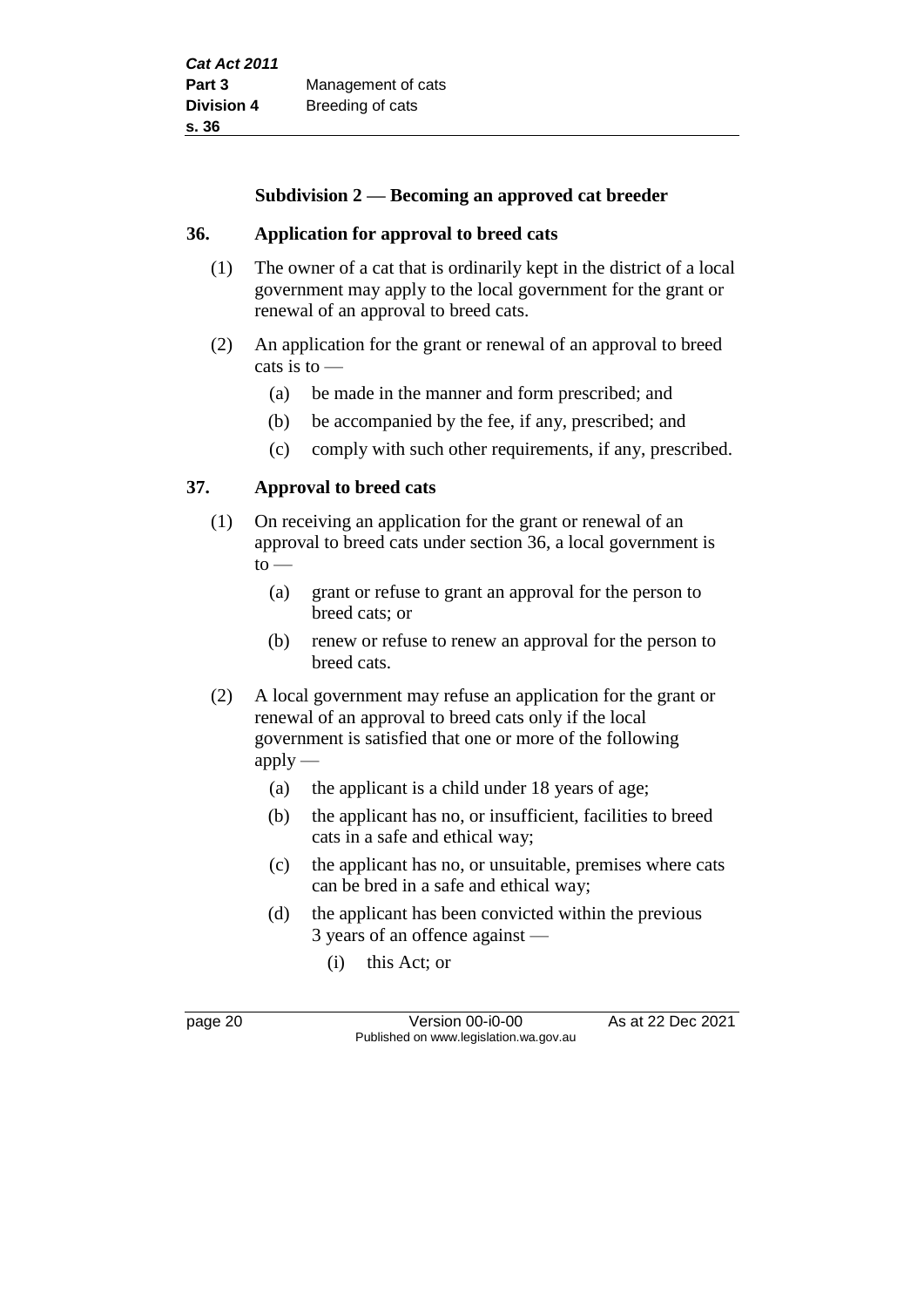### Subdivision 2 — Becoming an approved cat breeder

**36. Application for approval to breed cats**

(1) The owner of a cat that is ordinarily kept in the district of a local government may apply to the local government for the grant or renewal of an approval to breed cats.

(2) An application for the grant or renewal of an approval to breed cats is to —

- (a) be made in the manner and form prescribed; and
- (b) be accompanied by the fee, if any, prescribed; and
- (c) comply with such other requirements, if any, prescribed.

**37. Approval to breed cats**

(1) On receiving an application for the grant or renewal of an approval to breed cats under section 36, a local government is to —

- (a) grant or refuse to grant an approval for the person to breed cats; or
- (b) renew or refuse to renew an approval for the person to breed cats.

(2) A local government may refuse an application for the grant or renewal of an approval to breed cats only if the local government is satisfied that one or more of the following apply —

- (a) the applicant is a child under 18 years of age;
- (b) the applicant has no, or insufficient, facilities to breed cats in a safe and ethical way;
- (c) the applicant has no, or unsuitable, premises where cats can be bred in a safe and ethical way;
- (d) the applicant has been convicted within the previous 3 years of an offence against —
  - (i) this Act; or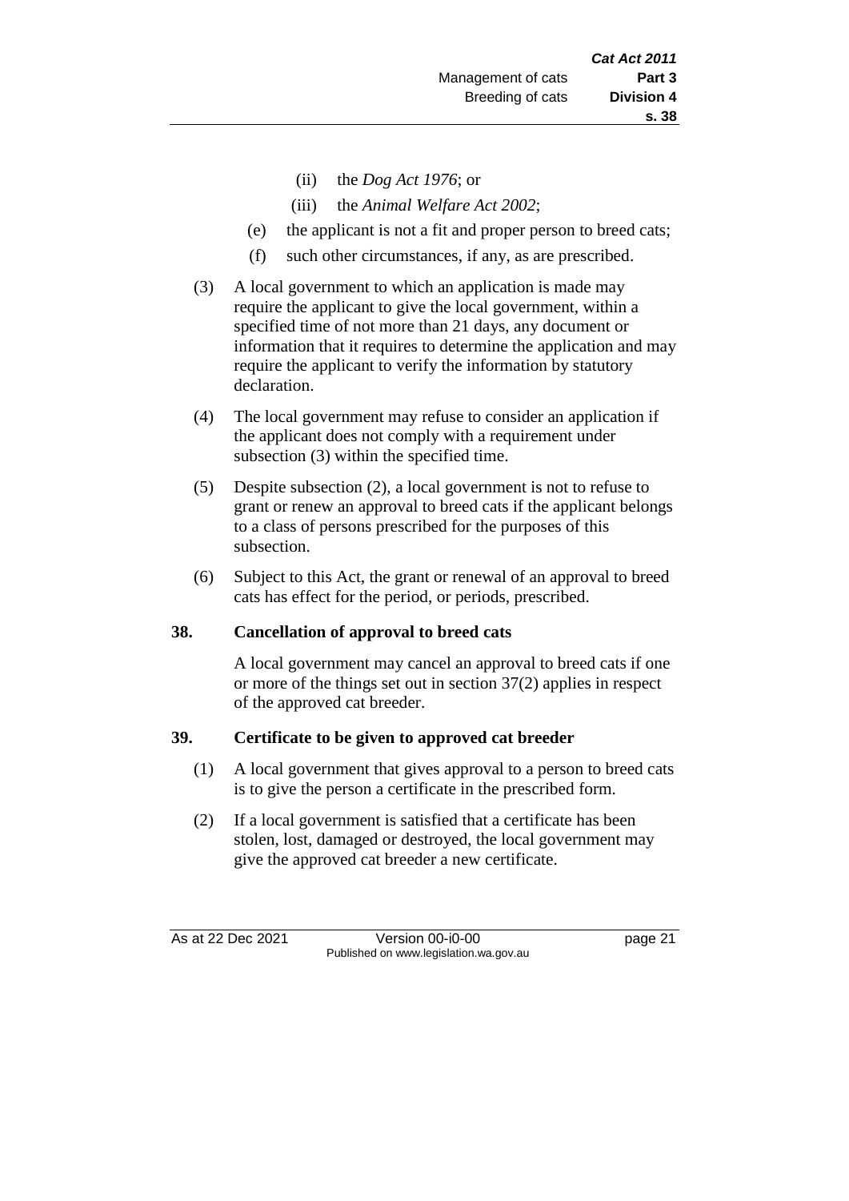(ii) the *Dog Act 1976*; or

(iii) the *Animal Welfare Act 2002*;

(e) the applicant is not a fit and proper person to breed cats;

(f) such other circumstances, if any, as are prescribed.

(3) A local government to which an application is made may require the applicant to give the local government, within a specified time of not more than 21 days, any document or information that it requires to determine the application and may require the applicant to verify the information by statutory declaration.

(4) The local government may refuse to consider an application if the applicant does not comply with a requirement under subsection (3) within the specified time.

(5) Despite subsection (2), a local government is not to refuse to grant or renew an approval to breed cats if the applicant belongs to a class of persons prescribed for the purposes of this subsection.

(6) Subject to this Act, the grant or renewal of an approval to breed cats has effect for the period, or periods, prescribed.

### 38. Cancellation of approval to breed cats

A local government may cancel an approval to breed cats if one or more of the things set out in section 37(2) applies in respect of the approved cat breeder.

### 39. Certificate to be given to approved cat breeder

(1) A local government that gives approval to a person to breed cats is to give the person a certificate in the prescribed form.

(2) If a local government is satisfied that a certificate has been stolen, lost, damaged or destroyed, the local government may give the approved cat breeder a new certificate.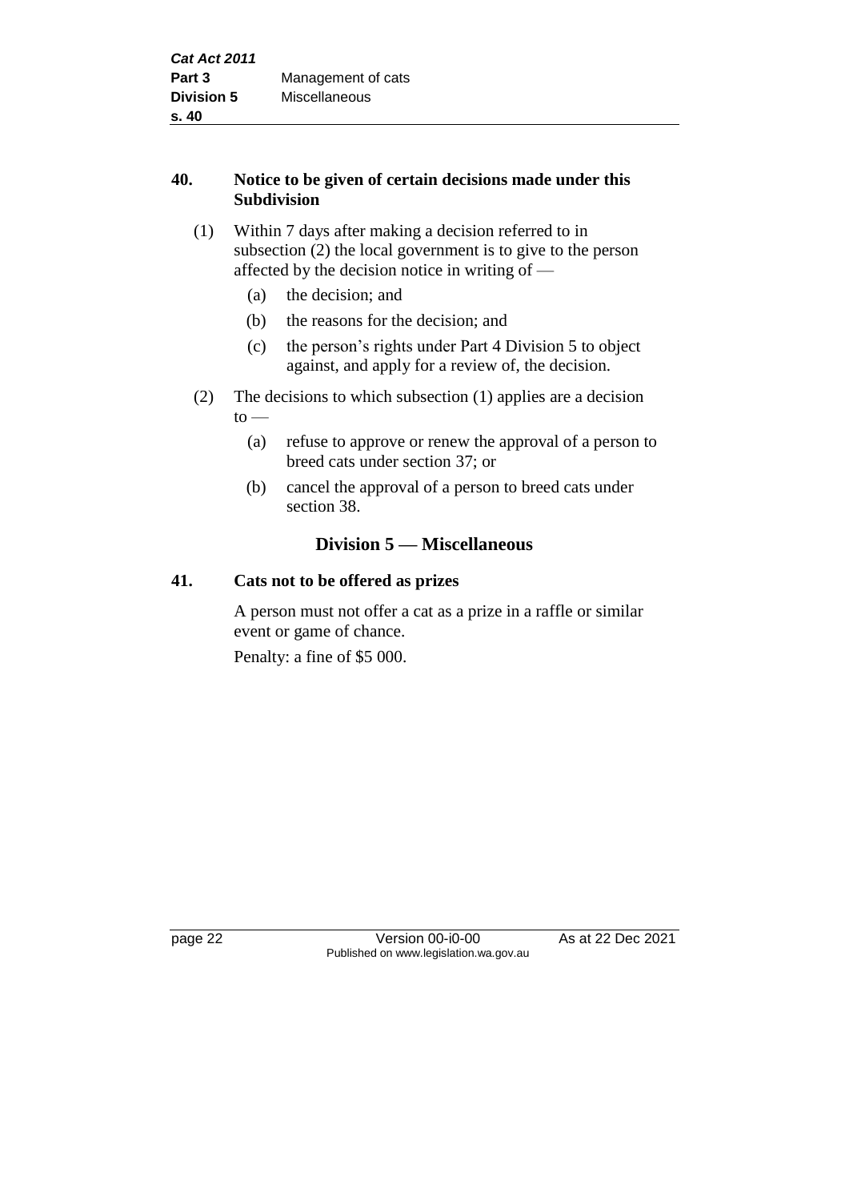### 40. Notice to be given of certain decisions made under this Subdivision

(1) Within 7 days after making a decision referred to in subsection (2) the local government is to give to the person affected by the decision notice in writing of —

- (a) the decision; and
- (b) the reasons for the decision; and
- (c) the person's rights under Part 4 Division 5 to object against, and apply for a review of, the decision.

(2) The decisions to which subsection (1) applies are a decision to —

- (a) refuse to approve or renew the approval of a person to breed cats under section 37; or
- (b) cancel the approval of a person to breed cats under section 38.

## Division 5 — Miscellaneous

### 41. Cats not to be offered as prizes

A person must not offer a cat as a prize in a raffle or similar event or game of chance.

Penalty: a fine of $5 000.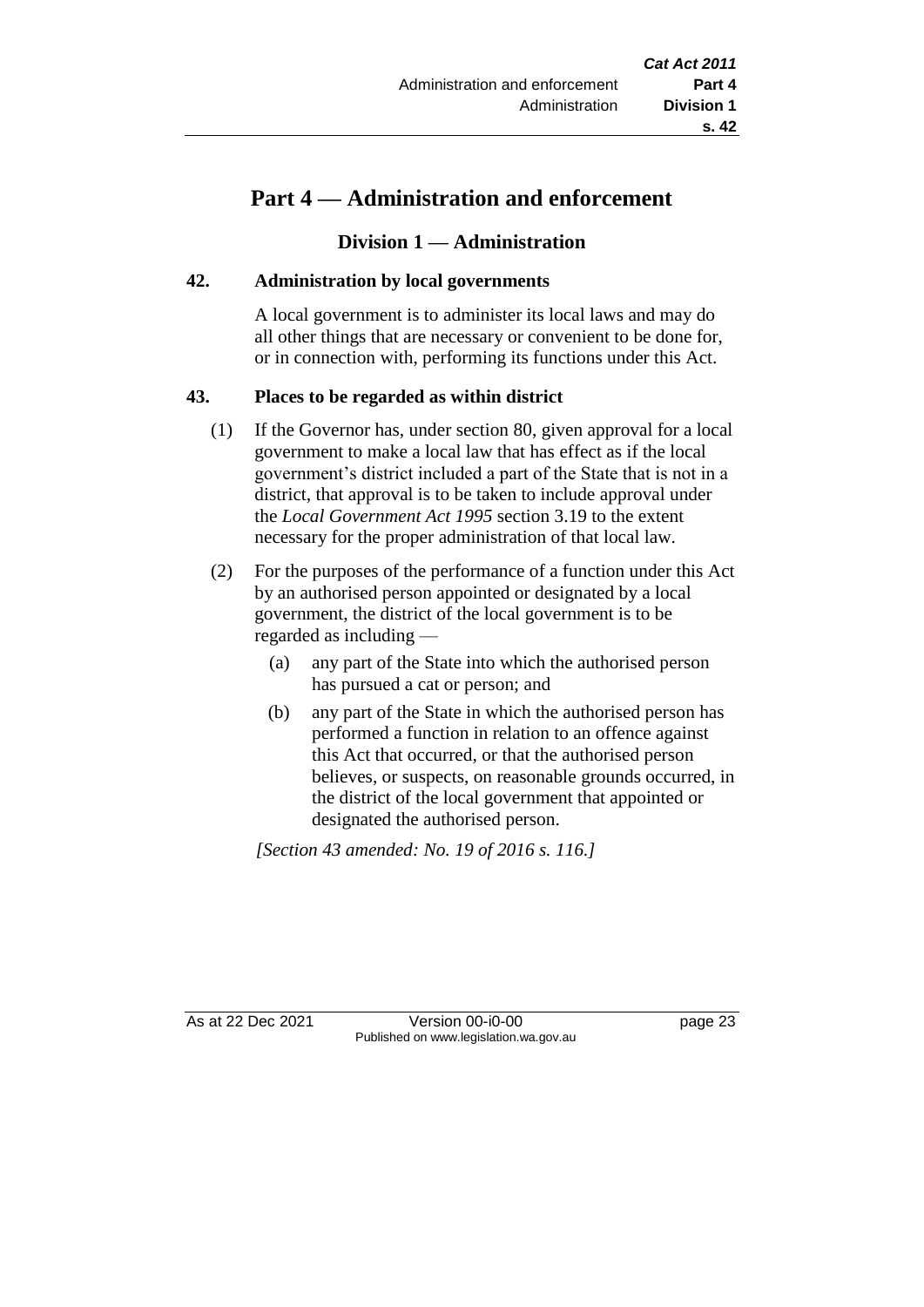# Part 4 — Administration and enforcement

## Division 1 — Administration

### 42. Administration by local governments

A local government is to administer its local laws and may do all other things that are necessary or convenient to be done for, or in connection with, performing its functions under this Act.

### 43. Places to be regarded as within district

(1) If the Governor has, under section 80, given approval for a local government to make a local law that has effect as if the local government's district included a part of the State that is not in a district, that approval is to be taken to include approval under the *Local Government Act 1995* section 3.19 to the extent necessary for the proper administration of that local law.

(2) For the purposes of the performance of a function under this Act by an authorised person appointed or designated by a local government, the district of the local government is to be regarded as including —

   (a) any part of the State into which the authorised person has pursued a cat or person; and

   (b) any part of the State in which the authorised person has performed a function in relation to an offence against this Act that occurred, or that the authorised person believes, or suspects, on reasonable grounds occurred, in the district of the local government that appointed or designated the authorised person.

*[Section 43 amended: No. 19 of 2016 s. 116.]*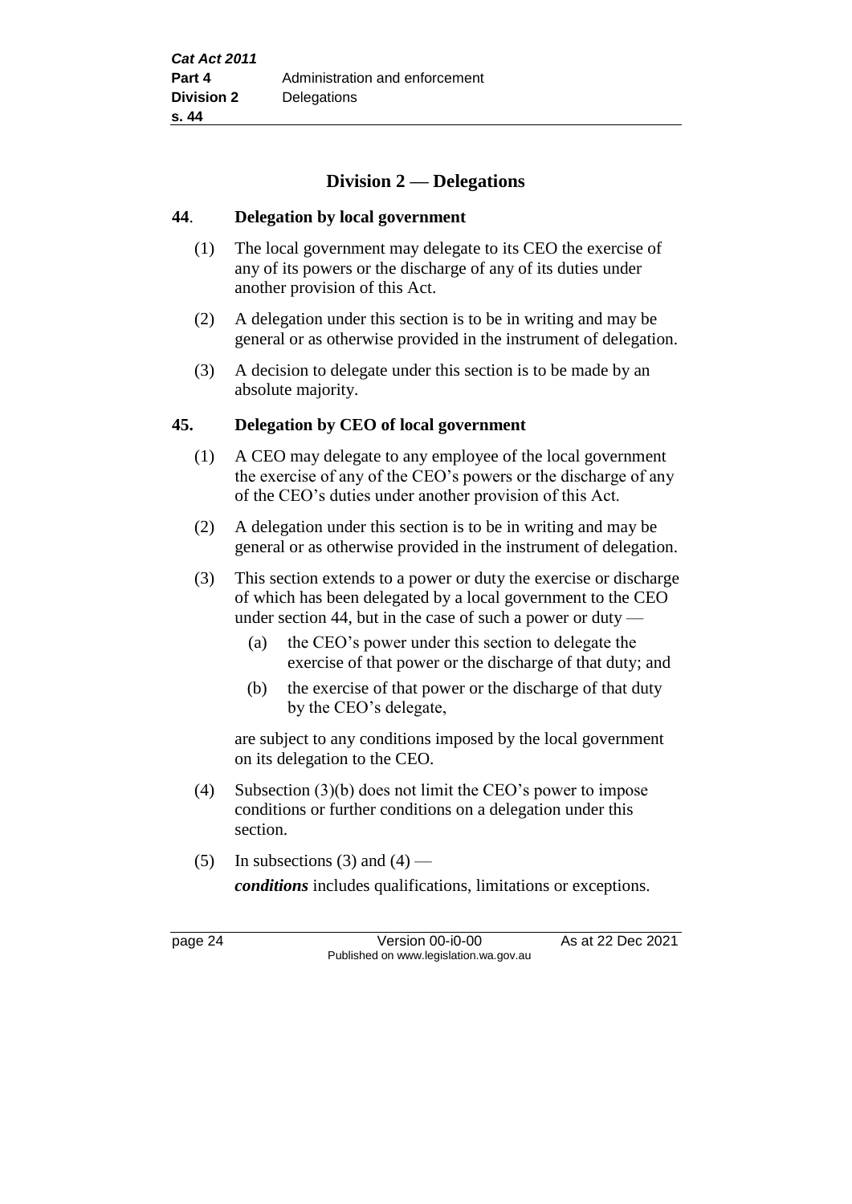## Division 2 — Delegations

### 44. Delegation by local government

(1) The local government may delegate to its CEO the exercise of any of its powers or the discharge of any of its duties under another provision of this Act.

(2) A delegation under this section is to be in writing and may be general or as otherwise provided in the instrument of delegation.

(3) A decision to delegate under this section is to be made by an absolute majority.

### 45. Delegation by CEO of local government

(1) A CEO may delegate to any employee of the local government the exercise of any of the CEO's powers or the discharge of any of the CEO's duties under another provision of this Act.

(2) A delegation under this section is to be in writing and may be general or as otherwise provided in the instrument of delegation.

(3) This section extends to a power or duty the exercise or discharge of which has been delegated by a local government to the CEO under section 44, but in the case of such a power or duty —

  (a) the CEO's power under this section to delegate the exercise of that power or the discharge of that duty; and

  (b) the exercise of that power or the discharge of that duty by the CEO's delegate,

are subject to any conditions imposed by the local government on its delegation to the CEO.

(4) Subsection (3)(b) does not limit the CEO's power to impose conditions or further conditions on a delegation under this section.

(5) In subsections (3) and (4) —

***conditions*** includes qualifications, limitations or exceptions.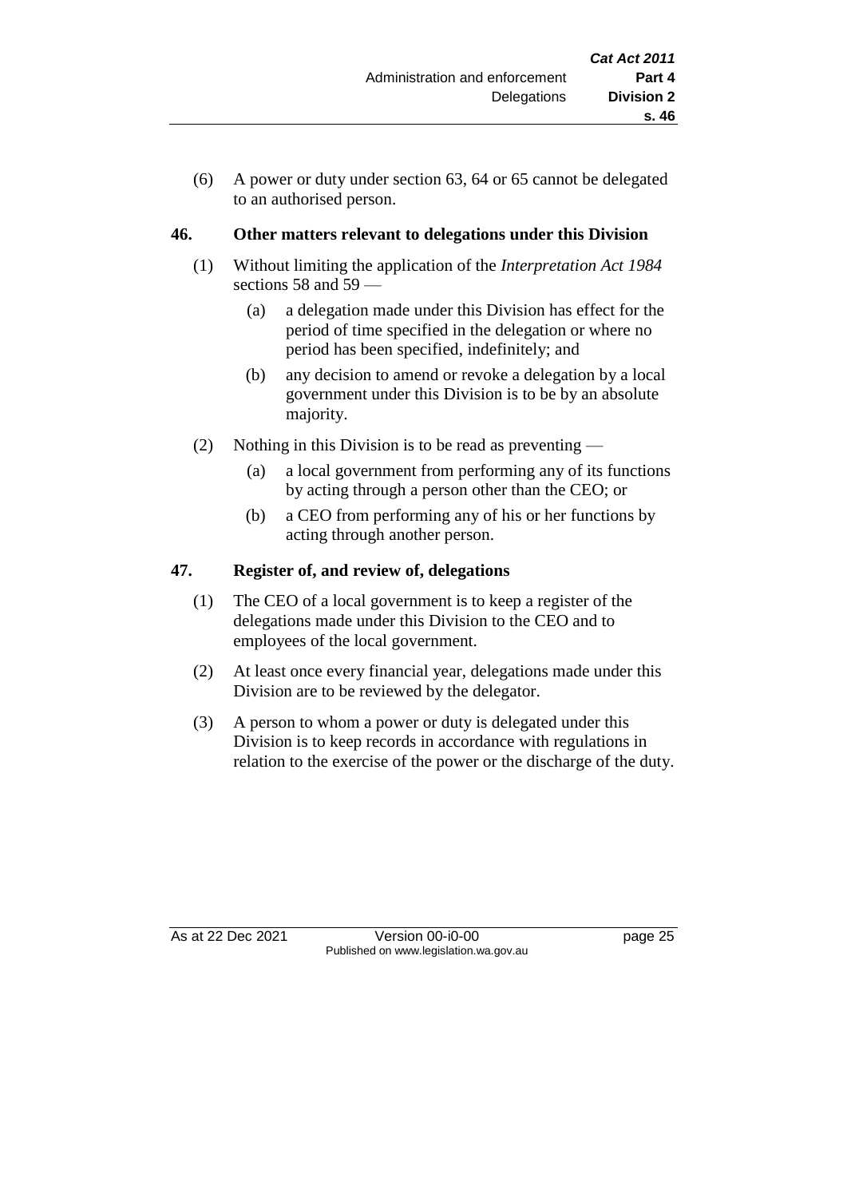(6) A power or duty under section 63, 64 or 65 cannot be delegated to an authorised person.

## 46. Other matters relevant to delegations under this Division

(1) Without limiting the application of the *Interpretation Act 1984* sections 58 and 59 —

  (a) a delegation made under this Division has effect for the period of time specified in the delegation or where no period has been specified, indefinitely; and

  (b) any decision to amend or revoke a delegation by a local government under this Division is to be by an absolute majority.

(2) Nothing in this Division is to be read as preventing —

  (a) a local government from performing any of its functions by acting through a person other than the CEO; or

  (b) a CEO from performing any of his or her functions by acting through another person.

## 47. Register of, and review of, delegations

(1) The CEO of a local government is to keep a register of the delegations made under this Division to the CEO and to employees of the local government.

(2) At least once every financial year, delegations made under this Division are to be reviewed by the delegator.

(3) A person to whom a power or duty is delegated under this Division is to keep records in accordance with regulations in relation to the exercise of the power or the discharge of the duty.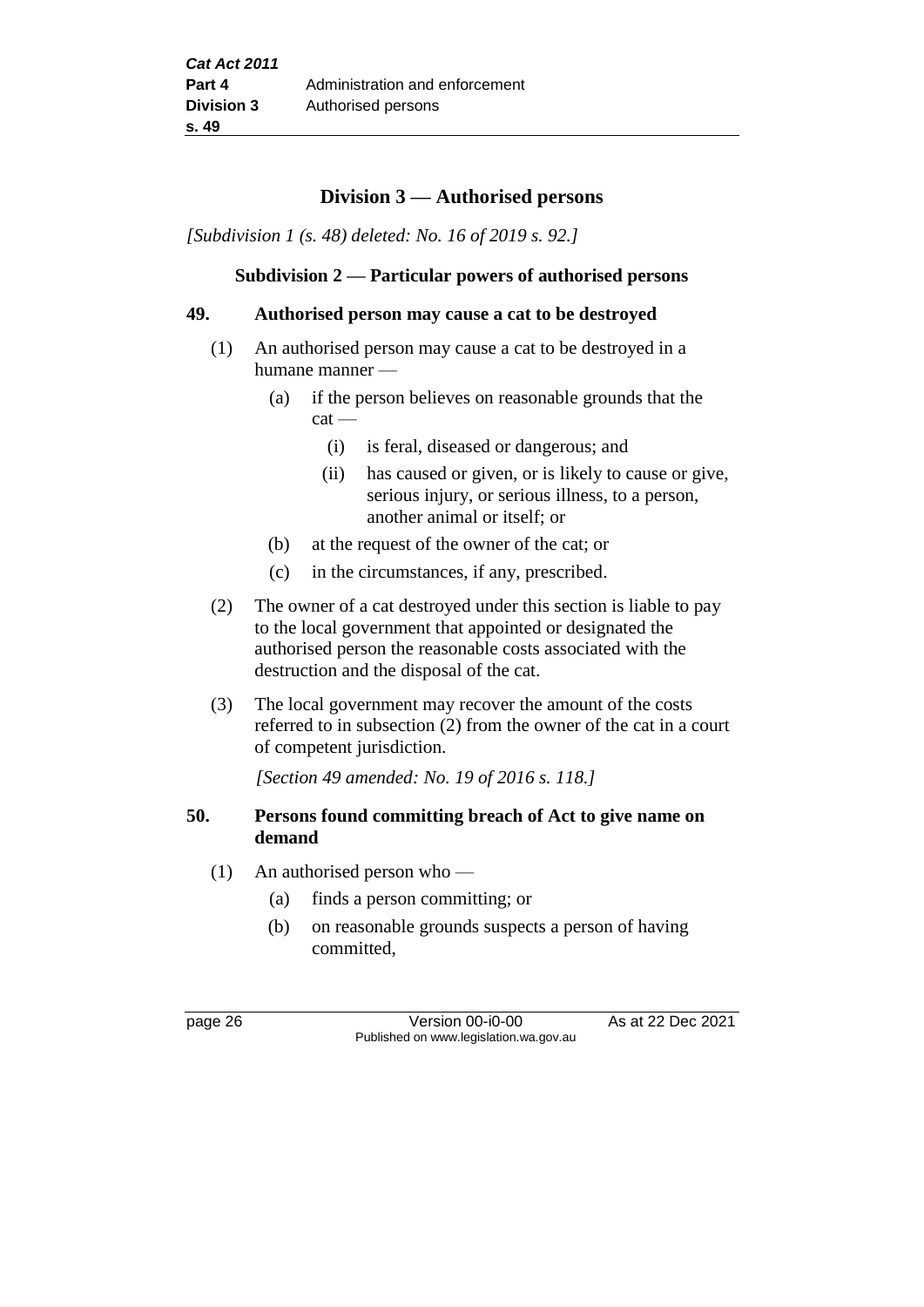## Division 3 — Authorised persons

*[Subdivision 1 (s. 48) deleted: No. 16 of 2019 s. 92.]*

### Subdivision 2 — Particular powers of authorised persons

**49. Authorised person may cause a cat to be destroyed**

(1) An authorised person may cause a cat to be destroyed in a humane manner —

- (a) if the person believes on reasonable grounds that the cat —
  - (i) is feral, diseased or dangerous; and
  - (ii) has caused or given, or is likely to cause or give, serious injury, or serious illness, to a person, another animal or itself; or
- (b) at the request of the owner of the cat; or
- (c) in the circumstances, if any, prescribed.

(2) The owner of a cat destroyed under this section is liable to pay to the local government that appointed or designated the authorised person the reasonable costs associated with the destruction and the disposal of the cat.

(3) The local government may recover the amount of the costs referred to in subsection (2) from the owner of the cat in a court of competent jurisdiction.

*[Section 49 amended: No. 19 of 2016 s. 118.]*

**50. Persons found committing breach of Act to give name on demand**

(1) An authorised person who —

- (a) finds a person committing; or
- (b) on reasonable grounds suspects a person of having committed,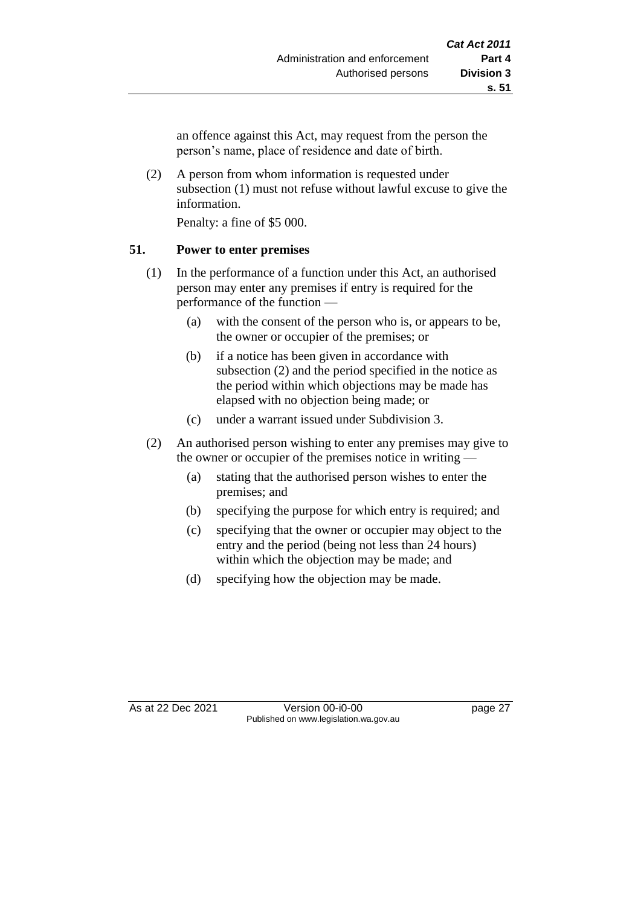an offence against this Act, may request from the person the person's name, place of residence and date of birth.

(2) A person from whom information is requested under subsection (1) must not refuse without lawful excuse to give the information.

Penalty: a fine of $5 000.

### 51. Power to enter premises

(1) In the performance of a function under this Act, an authorised person may enter any premises if entry is required for the performance of the function —

  (a) with the consent of the person who is, or appears to be, the owner or occupier of the premises; or

  (b) if a notice has been given in accordance with subsection (2) and the period specified in the notice as the period within which objections may be made has elapsed with no objection being made; or

  (c) under a warrant issued under Subdivision 3.

(2) An authorised person wishing to enter any premises may give to the owner or occupier of the premises notice in writing —

  (a) stating that the authorised person wishes to enter the premises; and

  (b) specifying the purpose for which entry is required; and

  (c) specifying that the owner or occupier may object to the entry and the period (being not less than 24 hours) within which the objection may be made; and

  (d) specifying how the objection may be made.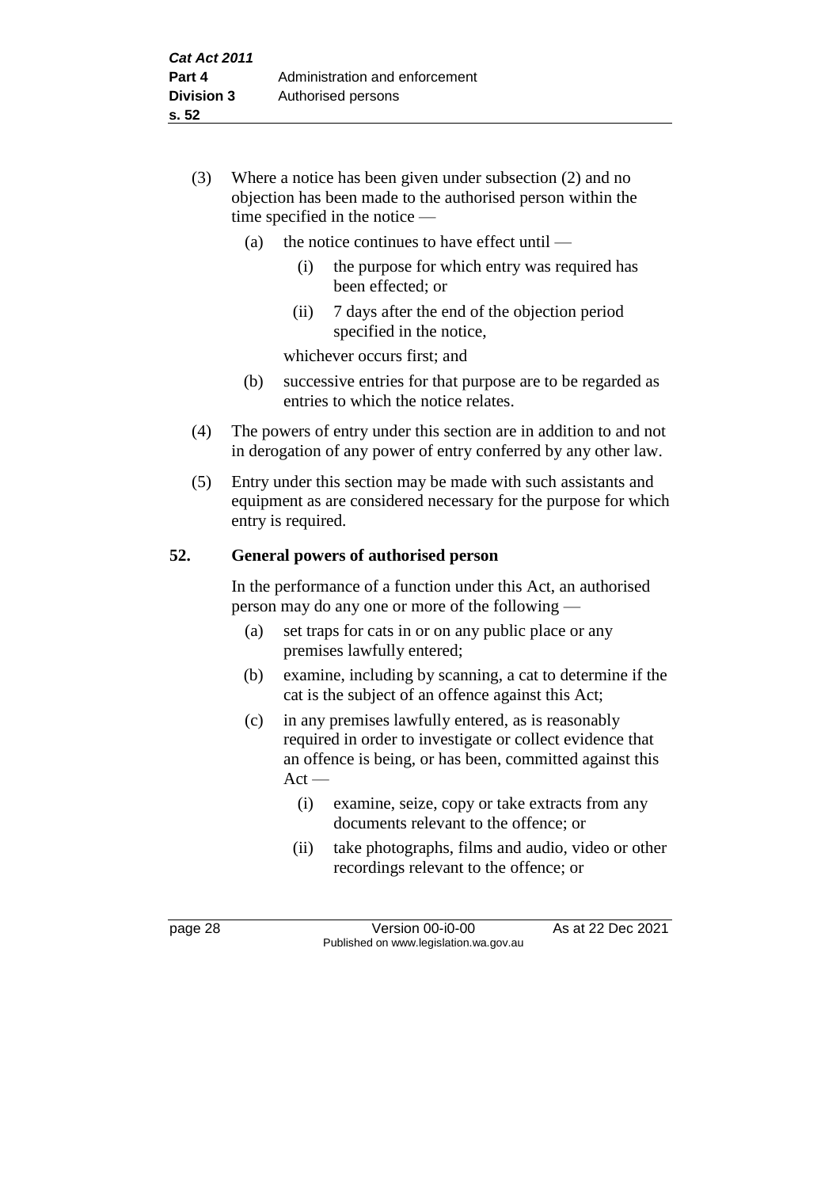(3) Where a notice has been given under subsection (2) and no objection has been made to the authorised person within the time specified in the notice —

   (a) the notice continues to have effect until —

      (i) the purpose for which entry was required has been effected; or

      (ii) 7 days after the end of the objection period specified in the notice,

   whichever occurs first; and

   (b) successive entries for that purpose are to be regarded as entries to which the notice relates.

(4) The powers of entry under this section are in addition to and not in derogation of any power of entry conferred by any other law.

(5) Entry under this section may be made with such assistants and equipment as are considered necessary for the purpose for which entry is required.

## 52. General powers of authorised person

In the performance of a function under this Act, an authorised person may do any one or more of the following —

   (a) set traps for cats in or on any public place or any premises lawfully entered;

   (b) examine, including by scanning, a cat to determine if the cat is the subject of an offence against this Act;

   (c) in any premises lawfully entered, as is reasonably required in order to investigate or collect evidence that an offence is being, or has been, committed against this Act —

      (i) examine, seize, copy or take extracts from any documents relevant to the offence; or

      (ii) take photographs, films and audio, video or other recordings relevant to the offence; or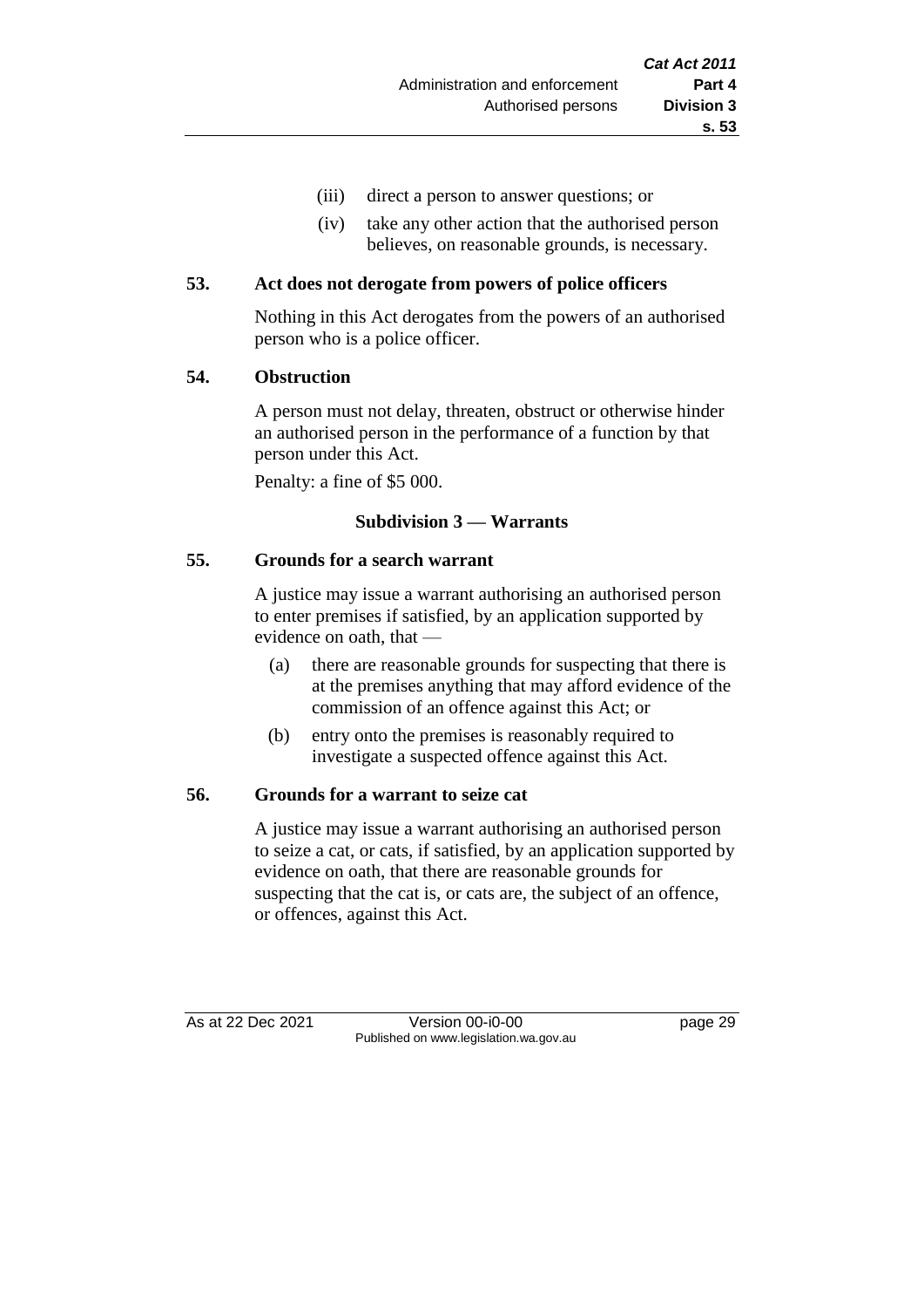(iii) direct a person to answer questions; or

(iv) take any other action that the authorised person believes, on reasonable grounds, is necessary.

## 53. Act does not derogate from powers of police officers

Nothing in this Act derogates from the powers of an authorised person who is a police officer.

## 54. Obstruction

A person must not delay, threaten, obstruct or otherwise hinder an authorised person in the performance of a function by that person under this Act.

Penalty: a fine of $5 000.

### Subdivision 3 — Warrants

## 55. Grounds for a search warrant

A justice may issue a warrant authorising an authorised person to enter premises if satisfied, by an application supported by evidence on oath, that —

(a) there are reasonable grounds for suspecting that there is at the premises anything that may afford evidence of the commission of an offence against this Act; or

(b) entry onto the premises is reasonably required to investigate a suspected offence against this Act.

## 56. Grounds for a warrant to seize cat

A justice may issue a warrant authorising an authorised person to seize a cat, or cats, if satisfied, by an application supported by evidence on oath, that there are reasonable grounds for suspecting that the cat is, or cats are, the subject of an offence, or offences, against this Act.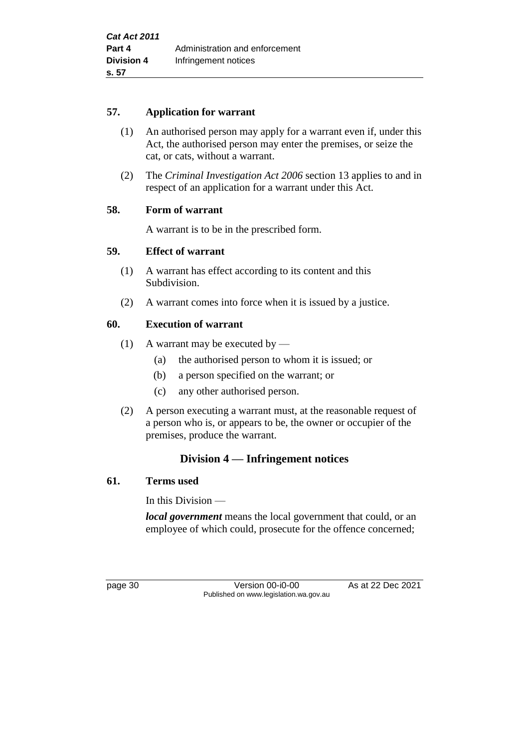**57. Application for warrant**

(1) An authorised person may apply for a warrant even if, under this Act, the authorised person may enter the premises, or seize the cat, or cats, without a warrant.

(2) The *Criminal Investigation Act 2006* section 13 applies to and in respect of an application for a warrant under this Act.

**58. Form of warrant**

A warrant is to be in the prescribed form.

**59. Effect of warrant**

(1) A warrant has effect according to its content and this Subdivision.

(2) A warrant comes into force when it is issued by a justice.

**60. Execution of warrant**

(1) A warrant may be executed by —

(a) the authorised person to whom it is issued; or

(b) a person specified on the warrant; or

(c) any other authorised person.

(2) A person executing a warrant must, at the reasonable request of a person who is, or appears to be, the owner or occupier of the premises, produce the warrant.

## Division 4 — Infringement notices

**61. Terms used**

In this Division —

***local government*** means the local government that could, or an employee of which could, prosecute for the offence concerned;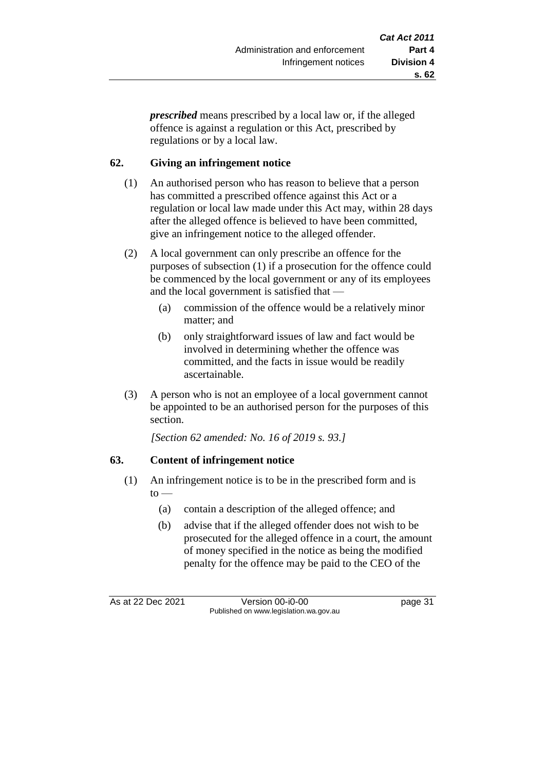***prescribed*** means prescribed by a local law or, if the alleged offence is against a regulation or this Act, prescribed by regulations or by a local law.

## 62. Giving an infringement notice

(1) An authorised person who has reason to believe that a person has committed a prescribed offence against this Act or a regulation or local law made under this Act may, within 28 days after the alleged offence is believed to have been committed, give an infringement notice to the alleged offender.

(2) A local government can only prescribe an offence for the purposes of subsection (1) if a prosecution for the offence could be commenced by the local government or any of its employees and the local government is satisfied that —

- (a) commission of the offence would be a relatively minor matter; and
- (b) only straightforward issues of law and fact would be involved in determining whether the offence was committed, and the facts in issue would be readily ascertainable.

(3) A person who is not an employee of a local government cannot be appointed to be an authorised person for the purposes of this section.

*[Section 62 amended: No. 16 of 2019 s. 93.]*

## 63. Content of infringement notice

(1) An infringement notice is to be in the prescribed form and is to —

- (a) contain a description of the alleged offence; and
- (b) advise that if the alleged offender does not wish to be prosecuted for the alleged offence in a court, the amount of money specified in the notice as being the modified penalty for the offence may be paid to the CEO of the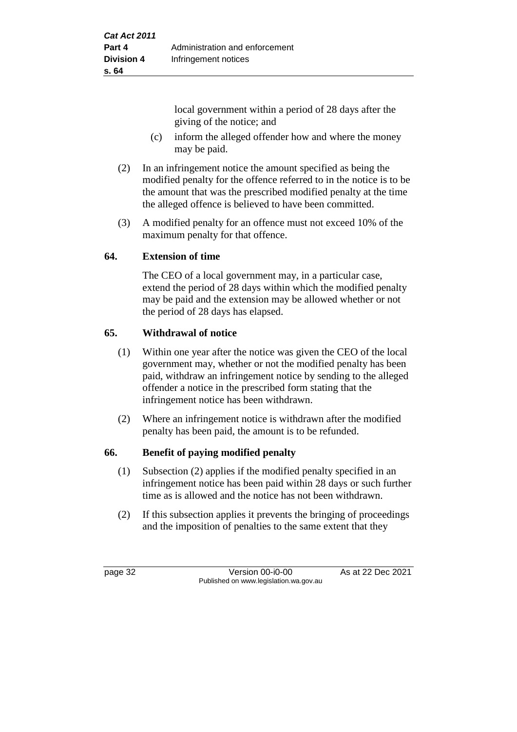local government within a period of 28 days after the giving of the notice; and

(c) inform the alleged offender how and where the money may be paid.

(2) In an infringement notice the amount specified as being the modified penalty for the offence referred to in the notice is to be the amount that was the prescribed modified penalty at the time the alleged offence is believed to have been committed.

(3) A modified penalty for an offence must not exceed 10% of the maximum penalty for that offence.

## 64. Extension of time

The CEO of a local government may, in a particular case, extend the period of 28 days within which the modified penalty may be paid and the extension may be allowed whether or not the period of 28 days has elapsed.

## 65. Withdrawal of notice

(1) Within one year after the notice was given the CEO of the local government may, whether or not the modified penalty has been paid, withdraw an infringement notice by sending to the alleged offender a notice in the prescribed form stating that the infringement notice has been withdrawn.

(2) Where an infringement notice is withdrawn after the modified penalty has been paid, the amount is to be refunded.

## 66. Benefit of paying modified penalty

(1) Subsection (2) applies if the modified penalty specified in an infringement notice has been paid within 28 days or such further time as is allowed and the notice has not been withdrawn.

(2) If this subsection applies it prevents the bringing of proceedings and the imposition of penalties to the same extent that they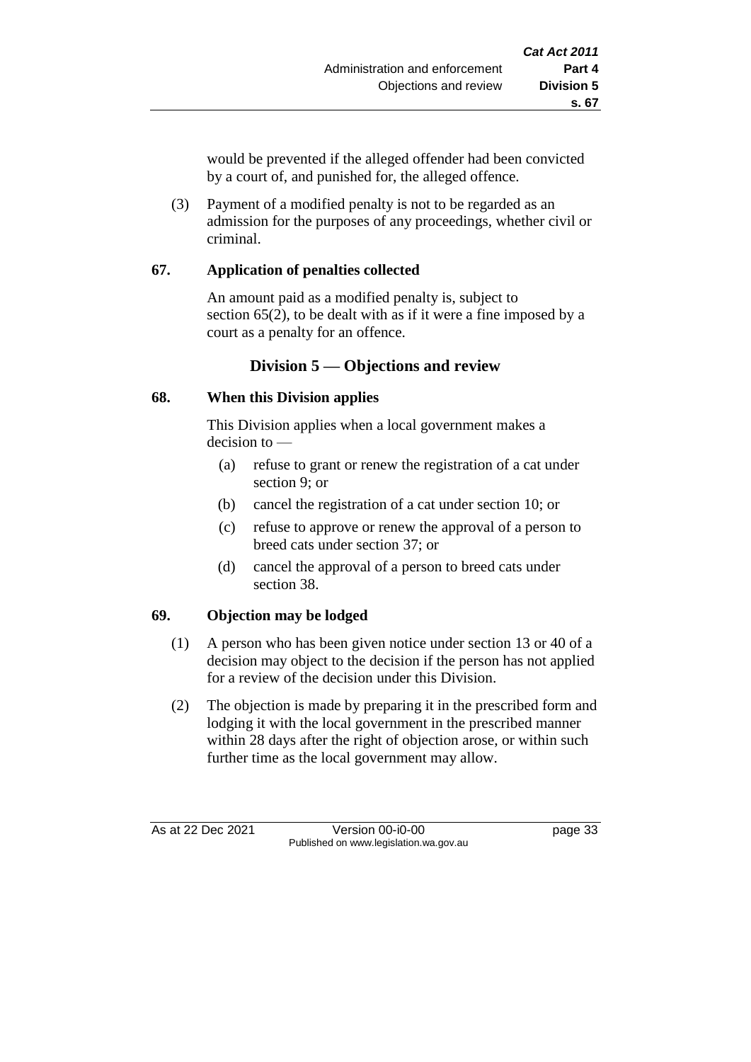would be prevented if the alleged offender had been convicted by a court of, and punished for, the alleged offence.

(3) Payment of a modified penalty is not to be regarded as an admission for the purposes of any proceedings, whether civil or criminal.

### 67. Application of penalties collected

An amount paid as a modified penalty is, subject to section 65(2), to be dealt with as if it were a fine imposed by a court as a penalty for an offence.

## Division 5 — Objections and review

### 68. When this Division applies

This Division applies when a local government makes a decision to —

- (a) refuse to grant or renew the registration of a cat under section 9; or
- (b) cancel the registration of a cat under section 10; or
- (c) refuse to approve or renew the approval of a person to breed cats under section 37; or
- (d) cancel the approval of a person to breed cats under section 38.

### 69. Objection may be lodged

(1) A person who has been given notice under section 13 or 40 of a decision may object to the decision if the person has not applied for a review of the decision under this Division.

(2) The objection is made by preparing it in the prescribed form and lodging it with the local government in the prescribed manner within 28 days after the right of objection arose, or within such further time as the local government may allow.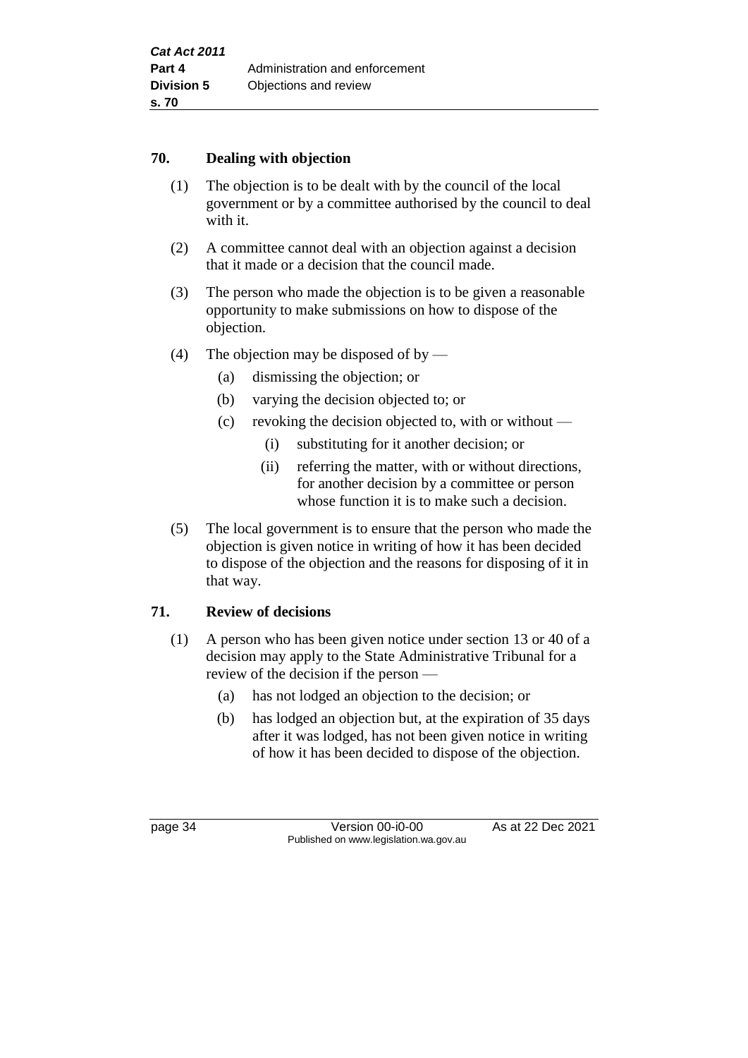## 70. Dealing with objection

(1) The objection is to be dealt with by the council of the local government or by a committee authorised by the council to deal with it.

(2) A committee cannot deal with an objection against a decision that it made or a decision that the council made.

(3) The person who made the objection is to be given a reasonable opportunity to make submissions on how to dispose of the objection.

(4) The objection may be disposed of by —

- (a) dismissing the objection; or
- (b) varying the decision objected to; or
- (c) revoking the decision objected to, with or without —
  - (i) substituting for it another decision; or
  - (ii) referring the matter, with or without directions, for another decision by a committee or person whose function it is to make such a decision.

(5) The local government is to ensure that the person who made the objection is given notice in writing of how it has been decided to dispose of the objection and the reasons for disposing of it in that way.

## 71. Review of decisions

(1) A person who has been given notice under section 13 or 40 of a decision may apply to the State Administrative Tribunal for a review of the decision if the person —

- (a) has not lodged an objection to the decision; or
- (b) has lodged an objection but, at the expiration of 35 days after it was lodged, has not been given notice in writing of how it has been decided to dispose of the objection.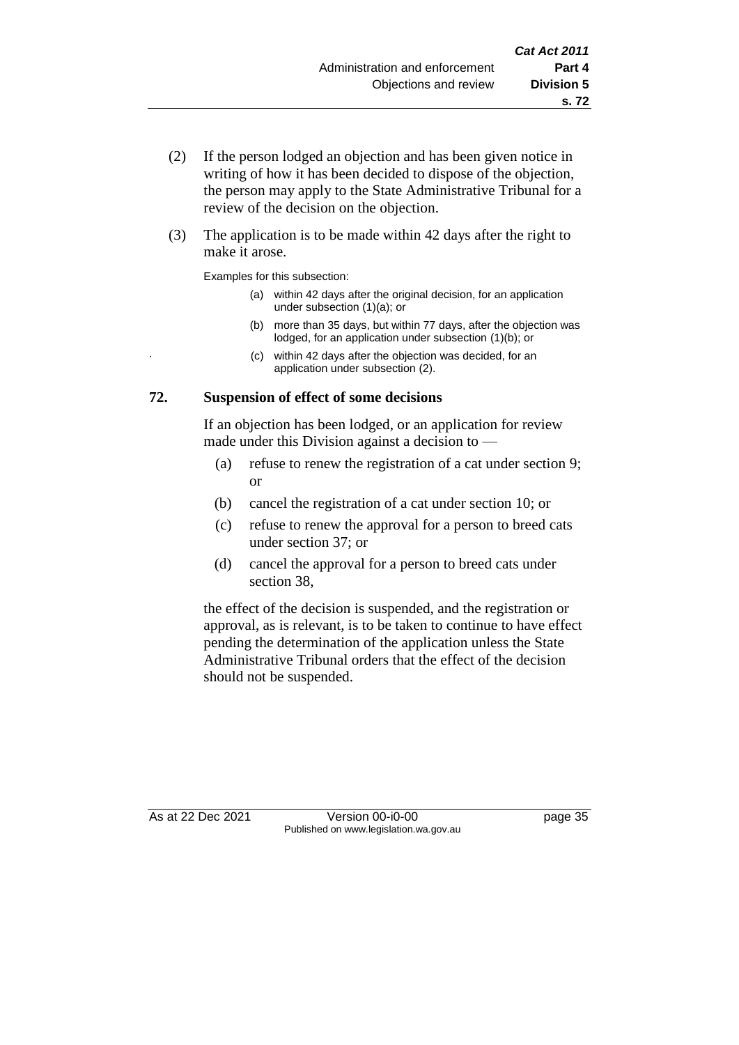(2) If the person lodged an objection and has been given notice in writing of how it has been decided to dispose of the objection, the person may apply to the State Administrative Tribunal for a review of the decision on the objection.

(3) The application is to be made within 42 days after the right to make it arose.

Examples for this subsection:

(a) within 42 days after the original decision, for an application under subsection (1)(a); or

(b) more than 35 days, but within 77 days, after the objection was lodged, for an application under subsection (1)(b); or

(c) within 42 days after the objection was decided, for an application under subsection (2).

## 72. Suspension of effect of some decisions

If an objection has been lodged, or an application for review made under this Division against a decision to —

(a) refuse to renew the registration of a cat under section 9; or

(b) cancel the registration of a cat under section 10; or

(c) refuse to renew the approval for a person to breed cats under section 37; or

(d) cancel the approval for a person to breed cats under section 38,

the effect of the decision is suspended, and the registration or approval, as is relevant, is to be taken to continue to have effect pending the determination of the application unless the State Administrative Tribunal orders that the effect of the decision should not be suspended.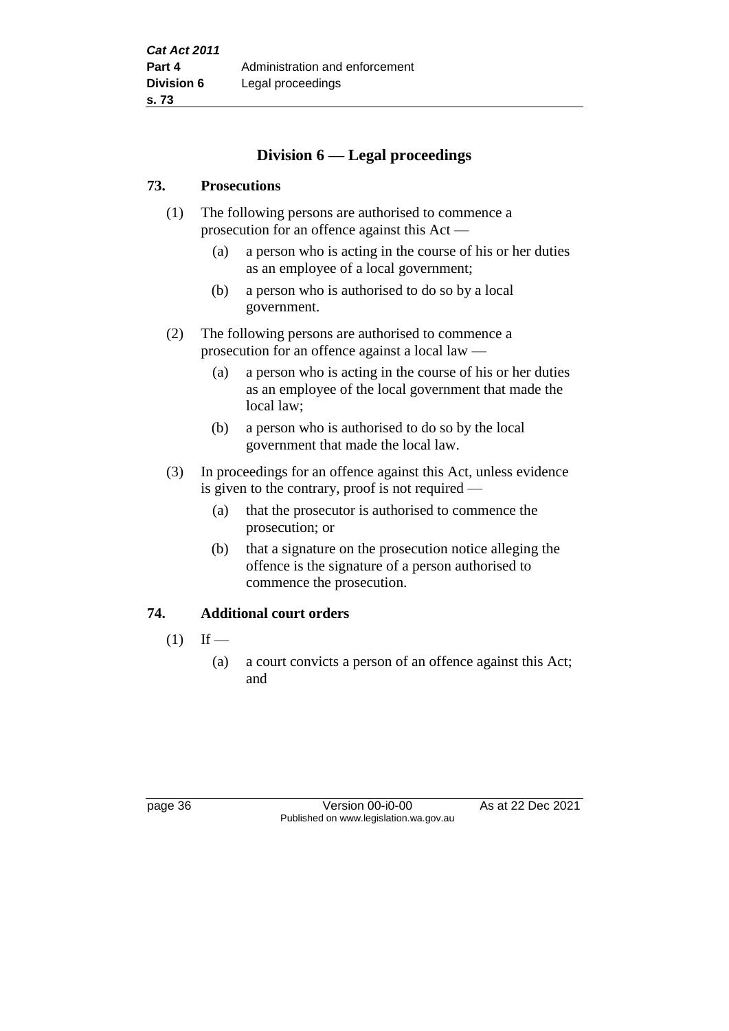## Division 6 — Legal proceedings

### 73. Prosecutions

(1) The following persons are authorised to commence a prosecution for an offence against this Act —

(a) a person who is acting in the course of his or her duties as an employee of a local government;

(b) a person who is authorised to do so by a local government.

(2) The following persons are authorised to commence a prosecution for an offence against a local law —

(a) a person who is acting in the course of his or her duties as an employee of the local government that made the local law;

(b) a person who is authorised to do so by the local government that made the local law.

(3) In proceedings for an offence against this Act, unless evidence is given to the contrary, proof is not required —

(a) that the prosecutor is authorised to commence the prosecution; or

(b) that a signature on the prosecution notice alleging the offence is the signature of a person authorised to commence the prosecution.

### 74. Additional court orders

(1) If —

(a) a court convicts a person of an offence against this Act; and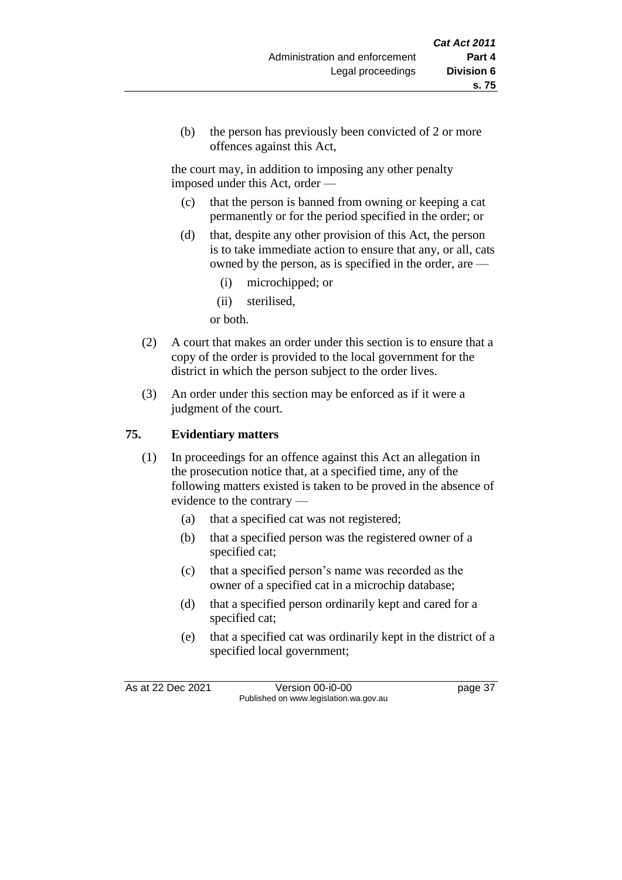(b) the person has previously been convicted of 2 or more offences against this Act,

the court may, in addition to imposing any other penalty imposed under this Act, order —

(c) that the person is banned from owning or keeping a cat permanently or for the period specified in the order; or

(d) that, despite any other provision of this Act, the person is to take immediate action to ensure that any, or all, cats owned by the person, as is specified in the order, are —

(i) microchipped; or

(ii) sterilised,

or both.

(2) A court that makes an order under this section is to ensure that a copy of the order is provided to the local government for the district in which the person subject to the order lives.

(3) An order under this section may be enforced as if it were a judgment of the court.

## 75. Evidentiary matters

(1) In proceedings for an offence against this Act an allegation in the prosecution notice that, at a specified time, any of the following matters existed is taken to be proved in the absence of evidence to the contrary —

(a) that a specified cat was not registered;

(b) that a specified person was the registered owner of a specified cat;

(c) that a specified person's name was recorded as the owner of a specified cat in a microchip database;

(d) that a specified person ordinarily kept and cared for a specified cat;

(e) that a specified cat was ordinarily kept in the district of a specified local government;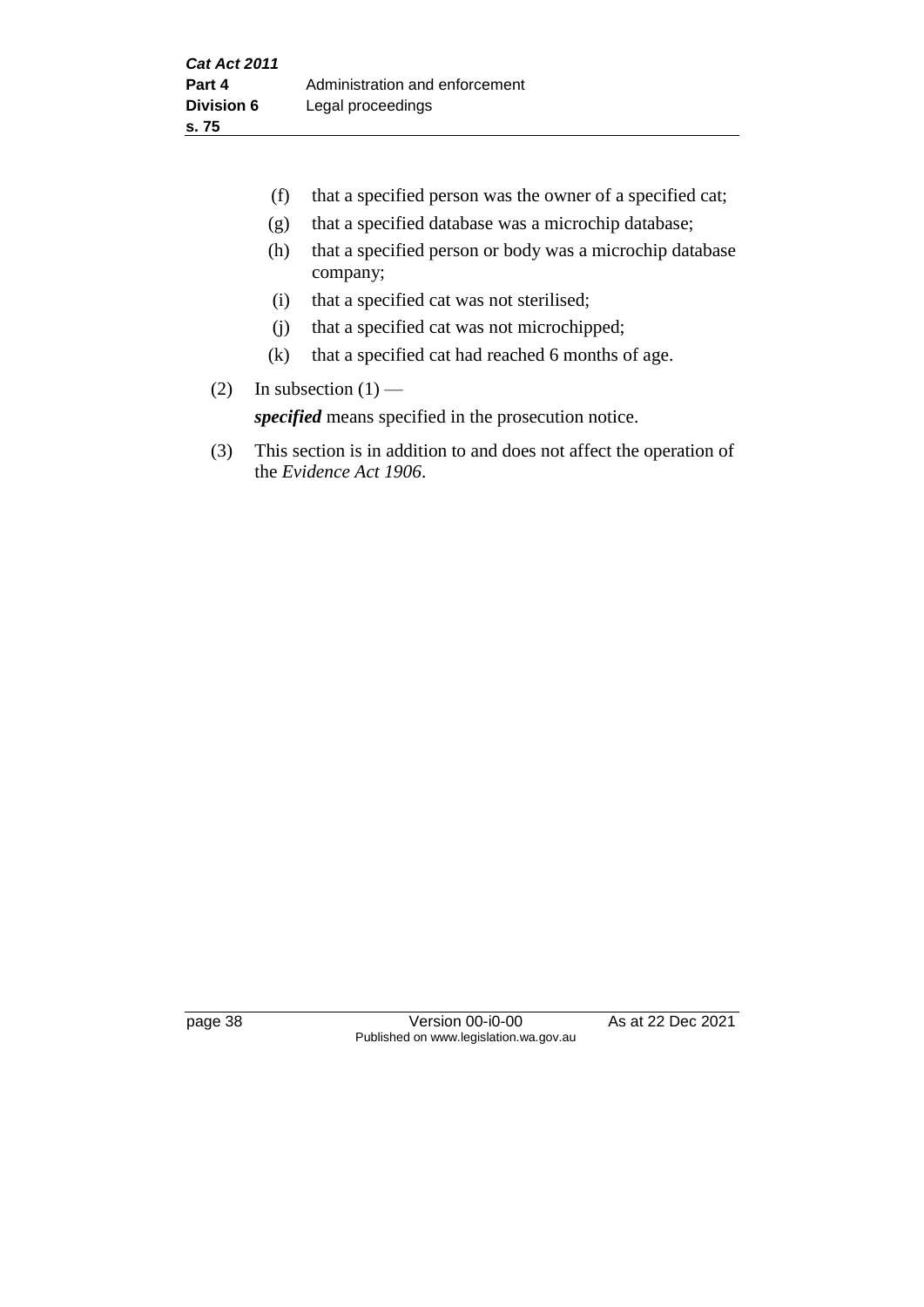(f) that a specified person was the owner of a specified cat;

(g) that a specified database was a microchip database;

(h) that a specified person or body was a microchip database company;

(i) that a specified cat was not sterilised;

(j) that a specified cat was not microchipped;

(k) that a specified cat had reached 6 months of age.

(2) In subsection (1) —

***specified*** means specified in the prosecution notice.

(3) This section is in addition to and does not affect the operation of the *Evidence Act 1906*.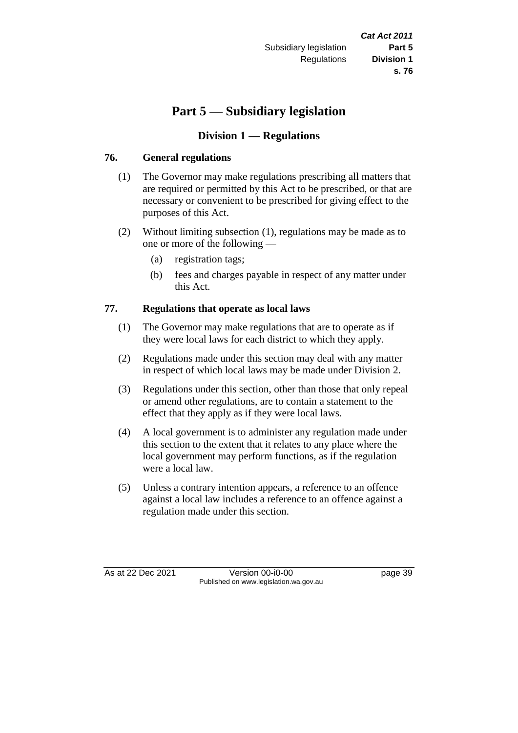# Part 5 — Subsidiary legislation

## Division 1 — Regulations

### 76. General regulations

(1) The Governor may make regulations prescribing all matters that are required or permitted by this Act to be prescribed, or that are necessary or convenient to be prescribed for giving effect to the purposes of this Act.

(2) Without limiting subsection (1), regulations may be made as to one or more of the following —

   (a) registration tags;

   (b) fees and charges payable in respect of any matter under this Act.

### 77. Regulations that operate as local laws

(1) The Governor may make regulations that are to operate as if they were local laws for each district to which they apply.

(2) Regulations made under this section may deal with any matter in respect of which local laws may be made under Division 2.

(3) Regulations under this section, other than those that only repeal or amend other regulations, are to contain a statement to the effect that they apply as if they were local laws.

(4) A local government is to administer any regulation made under this section to the extent that it relates to any place where the local government may perform functions, as if the regulation were a local law.

(5) Unless a contrary intention appears, a reference to an offence against a local law includes a reference to an offence against a regulation made under this section.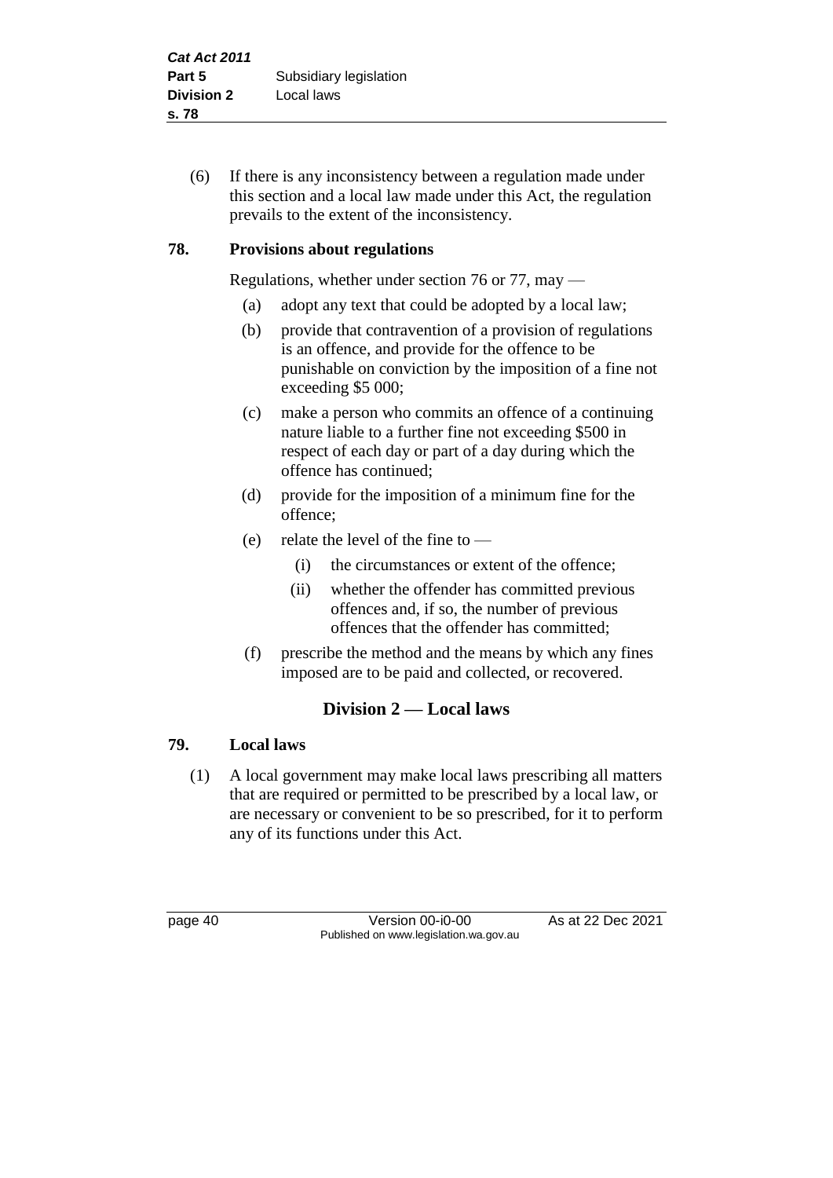(6) If there is any inconsistency between a regulation made under this section and a local law made under this Act, the regulation prevails to the extent of the inconsistency.

### 78. Provisions about regulations

Regulations, whether under section 76 or 77, may —

- (a) adopt any text that could be adopted by a local law;
- (b) provide that contravention of a provision of regulations is an offence, and provide for the offence to be punishable on conviction by the imposition of a fine not exceeding $5 000;
- (c) make a person who commits an offence of a continuing nature liable to a further fine not exceeding $500 in respect of each day or part of a day during which the offence has continued;
- (d) provide for the imposition of a minimum fine for the offence;
- (e) relate the level of the fine to —
  - (i) the circumstances or extent of the offence;
  - (ii) whether the offender has committed previous offences and, if so, the number of previous offences that the offender has committed;
- (f) prescribe the method and the means by which any fines imposed are to be paid and collected, or recovered.

## Division 2 — Local laws

### 79. Local laws

(1) A local government may make local laws prescribing all matters that are required or permitted to be prescribed by a local law, or are necessary or convenient to be so prescribed, for it to perform any of its functions under this Act.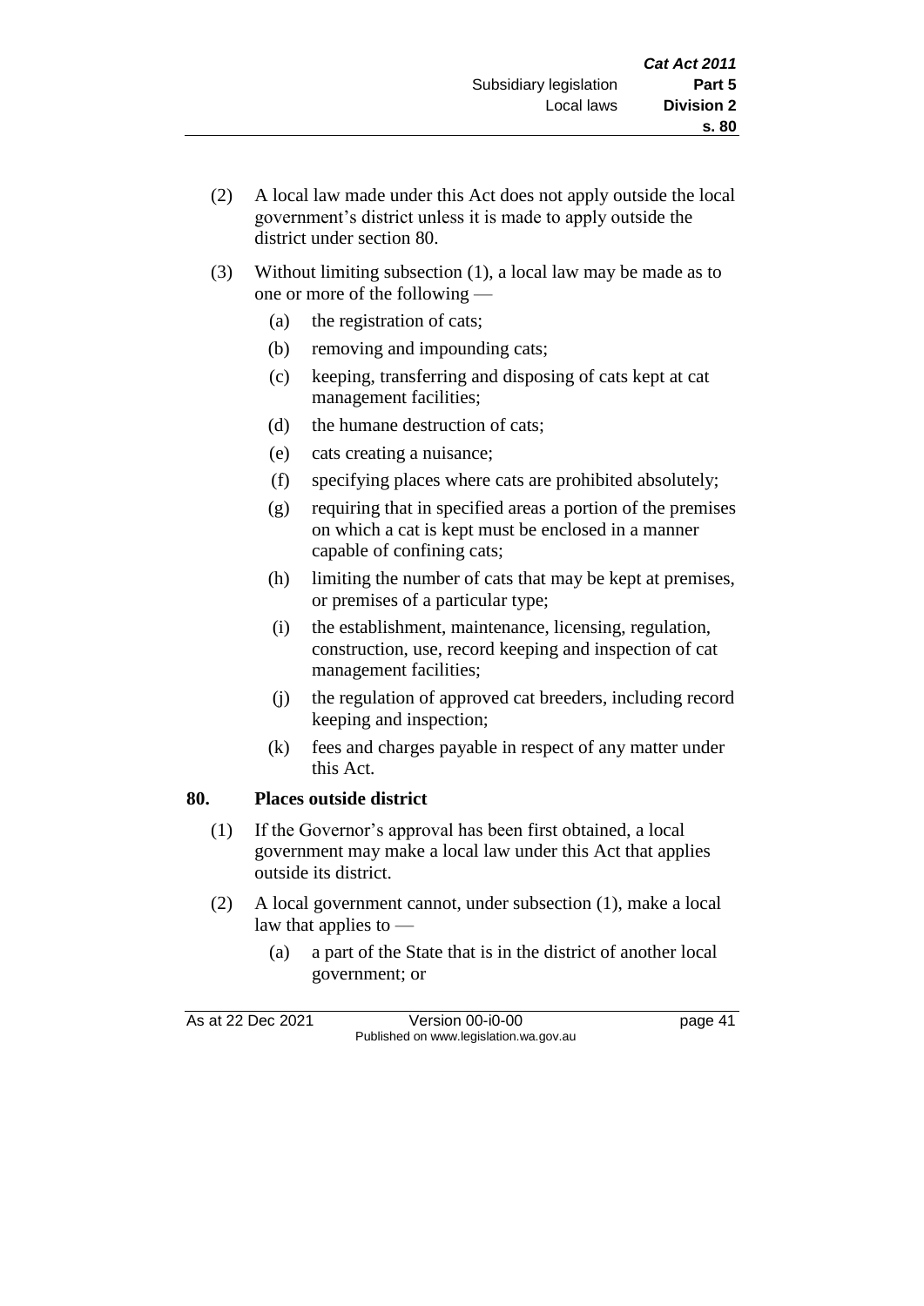(2) A local law made under this Act does not apply outside the local government's district unless it is made to apply outside the district under section 80.

(3) Without limiting subsection (1), a local law may be made as to one or more of the following —

  (a) the registration of cats;

  (b) removing and impounding cats;

  (c) keeping, transferring and disposing of cats kept at cat management facilities;

  (d) the humane destruction of cats;

  (e) cats creating a nuisance;

  (f) specifying places where cats are prohibited absolutely;

  (g) requiring that in specified areas a portion of the premises on which a cat is kept must be enclosed in a manner capable of confining cats;

  (h) limiting the number of cats that may be kept at premises, or premises of a particular type;

  (i) the establishment, maintenance, licensing, regulation, construction, use, record keeping and inspection of cat management facilities;

  (j) the regulation of approved cat breeders, including record keeping and inspection;

  (k) fees and charges payable in respect of any matter under this Act.

**80. Places outside district**

(1) If the Governor's approval has been first obtained, a local government may make a local law under this Act that applies outside its district.

(2) A local government cannot, under subsection (1), make a local law that applies to —

  (a) a part of the State that is in the district of another local government; or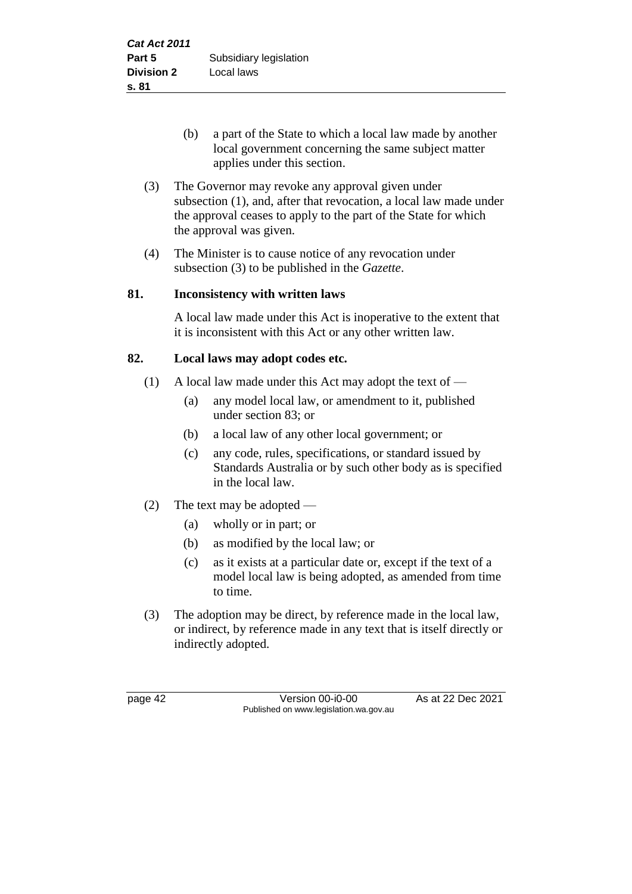(b) a part of the State to which a local law made by another local government concerning the same subject matter applies under this section.

(3) The Governor may revoke any approval given under subsection (1), and, after that revocation, a local law made under the approval ceases to apply to the part of the State for which the approval was given.

(4) The Minister is to cause notice of any revocation under subsection (3) to be published in the *Gazette*.

### 81. Inconsistency with written laws

A local law made under this Act is inoperative to the extent that it is inconsistent with this Act or any other written law.

### 82. Local laws may adopt codes etc.

(1) A local law made under this Act may adopt the text of —

(a) any model local law, or amendment to it, published under section 83; or

(b) a local law of any other local government; or

(c) any code, rules, specifications, or standard issued by Standards Australia or by such other body as is specified in the local law.

(2) The text may be adopted —

(a) wholly or in part; or

(b) as modified by the local law; or

(c) as it exists at a particular date or, except if the text of a model local law is being adopted, as amended from time to time.

(3) The adoption may be direct, by reference made in the local law, or indirect, by reference made in any text that is itself directly or indirectly adopted.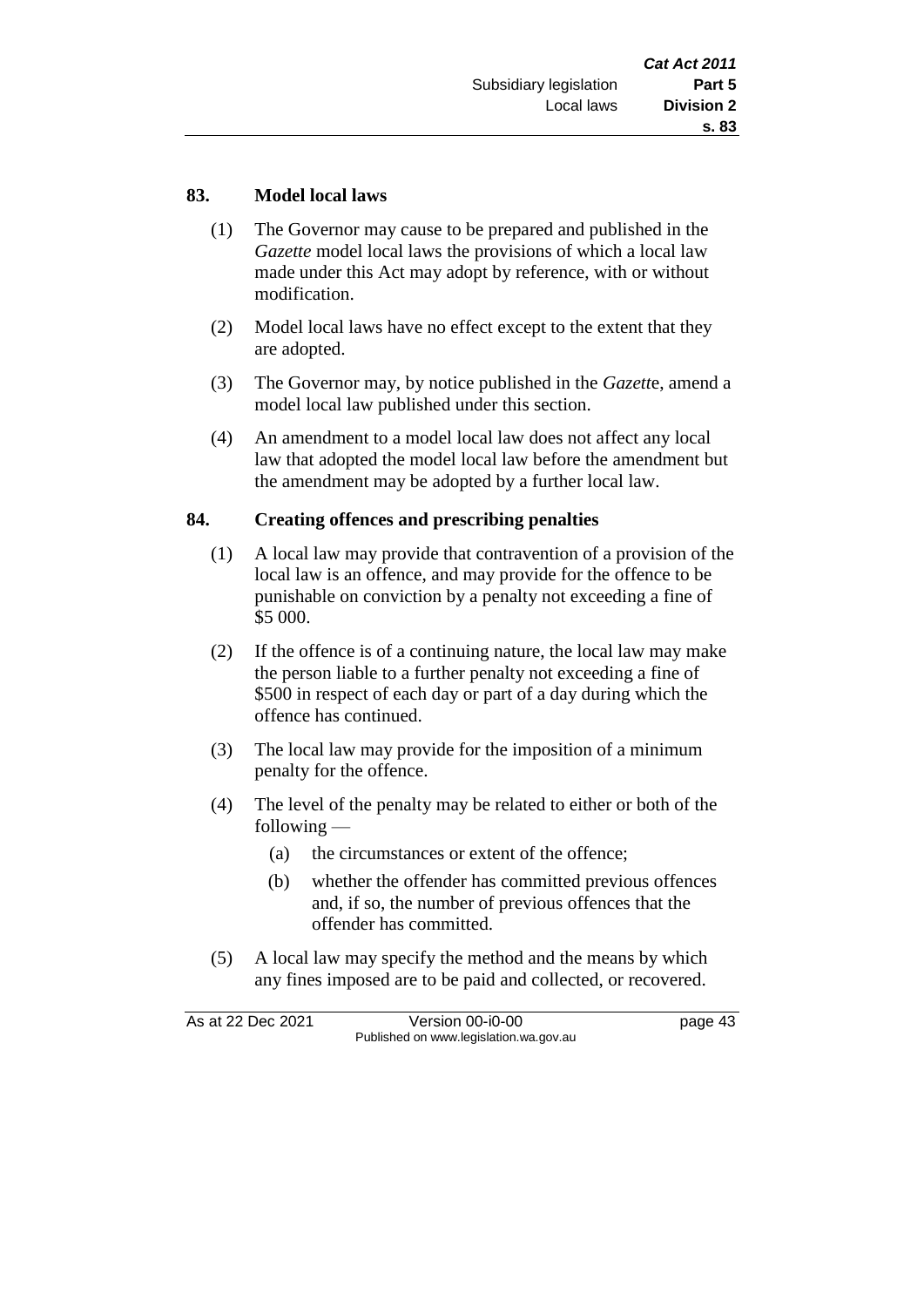### 83. Model local laws

(1) The Governor may cause to be prepared and published in the *Gazette* model local laws the provisions of which a local law made under this Act may adopt by reference, with or without modification.

(2) Model local laws have no effect except to the extent that they are adopted.

(3) The Governor may, by notice published in the *Gazett*e, amend a model local law published under this section.

(4) An amendment to a model local law does not affect any local law that adopted the model local law before the amendment but the amendment may be adopted by a further local law.

### 84. Creating offences and prescribing penalties

(1) A local law may provide that contravention of a provision of the local law is an offence, and may provide for the offence to be punishable on conviction by a penalty not exceeding a fine of $5 000.

(2) If the offence is of a continuing nature, the local law may make the person liable to a further penalty not exceeding a fine of $500 in respect of each day or part of a day during which the offence has continued.

(3) The local law may provide for the imposition of a minimum penalty for the offence.

(4) The level of the penalty may be related to either or both of the following —

  (a) the circumstances or extent of the offence;

  (b) whether the offender has committed previous offences and, if so, the number of previous offences that the offender has committed.

(5) A local law may specify the method and the means by which any fines imposed are to be paid and collected, or recovered.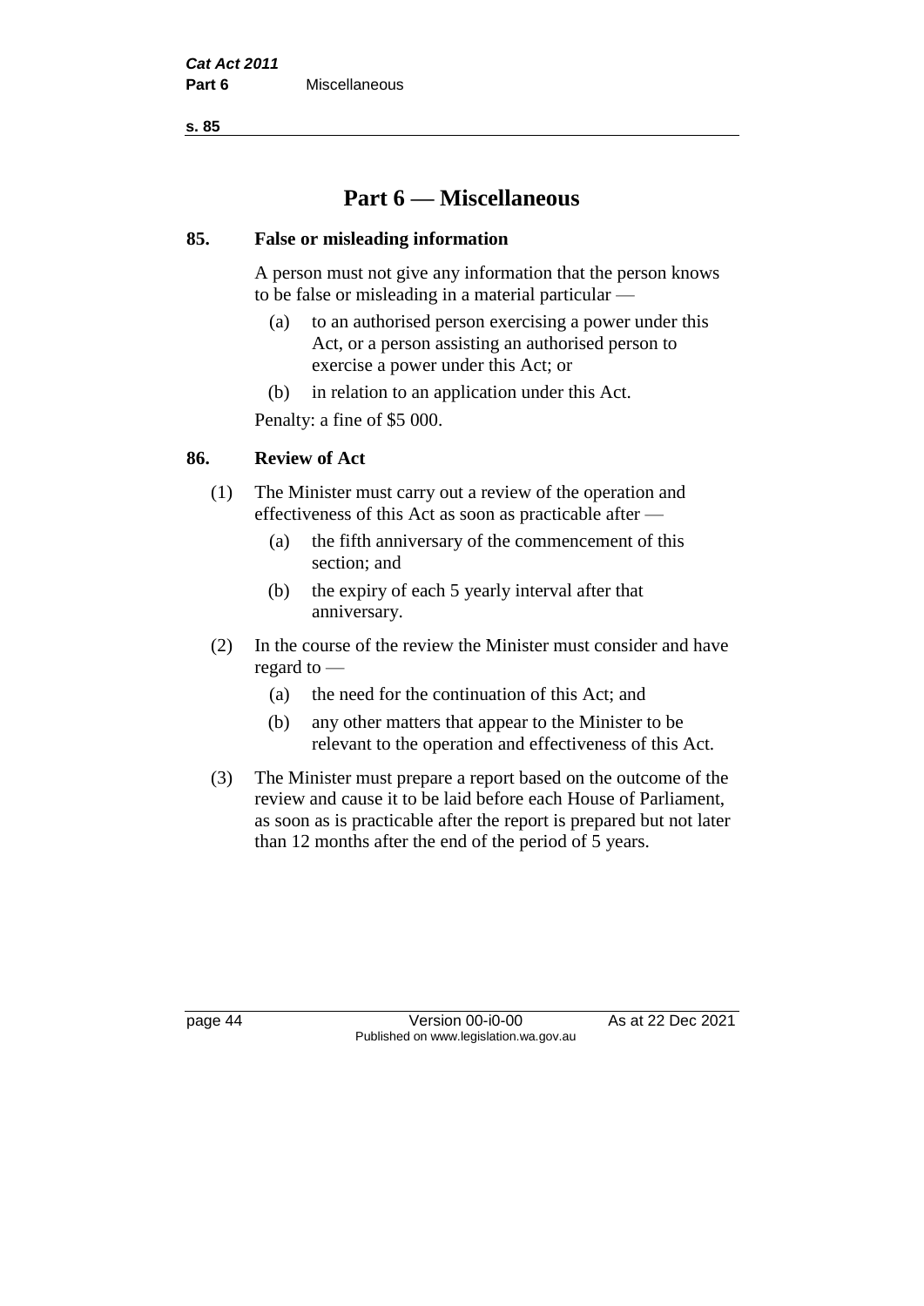# Part 6 — Miscellaneous

## 85. False or misleading information

A person must not give any information that the person knows to be false or misleading in a material particular —

(a) to an authorised person exercising a power under this Act, or a person assisting an authorised person to exercise a power under this Act; or

(b) in relation to an application under this Act.

Penalty: a fine of $5 000.

## 86. Review of Act

(1) The Minister must carry out a review of the operation and effectiveness of this Act as soon as practicable after —

(a) the fifth anniversary of the commencement of this section; and

(b) the expiry of each 5 yearly interval after that anniversary.

(2) In the course of the review the Minister must consider and have regard to —

(a) the need for the continuation of this Act; and

(b) any other matters that appear to the Minister to be relevant to the operation and effectiveness of this Act.

(3) The Minister must prepare a report based on the outcome of the review and cause it to be laid before each House of Parliament, as soon as is practicable after the report is prepared but not later than 12 months after the end of the period of 5 years.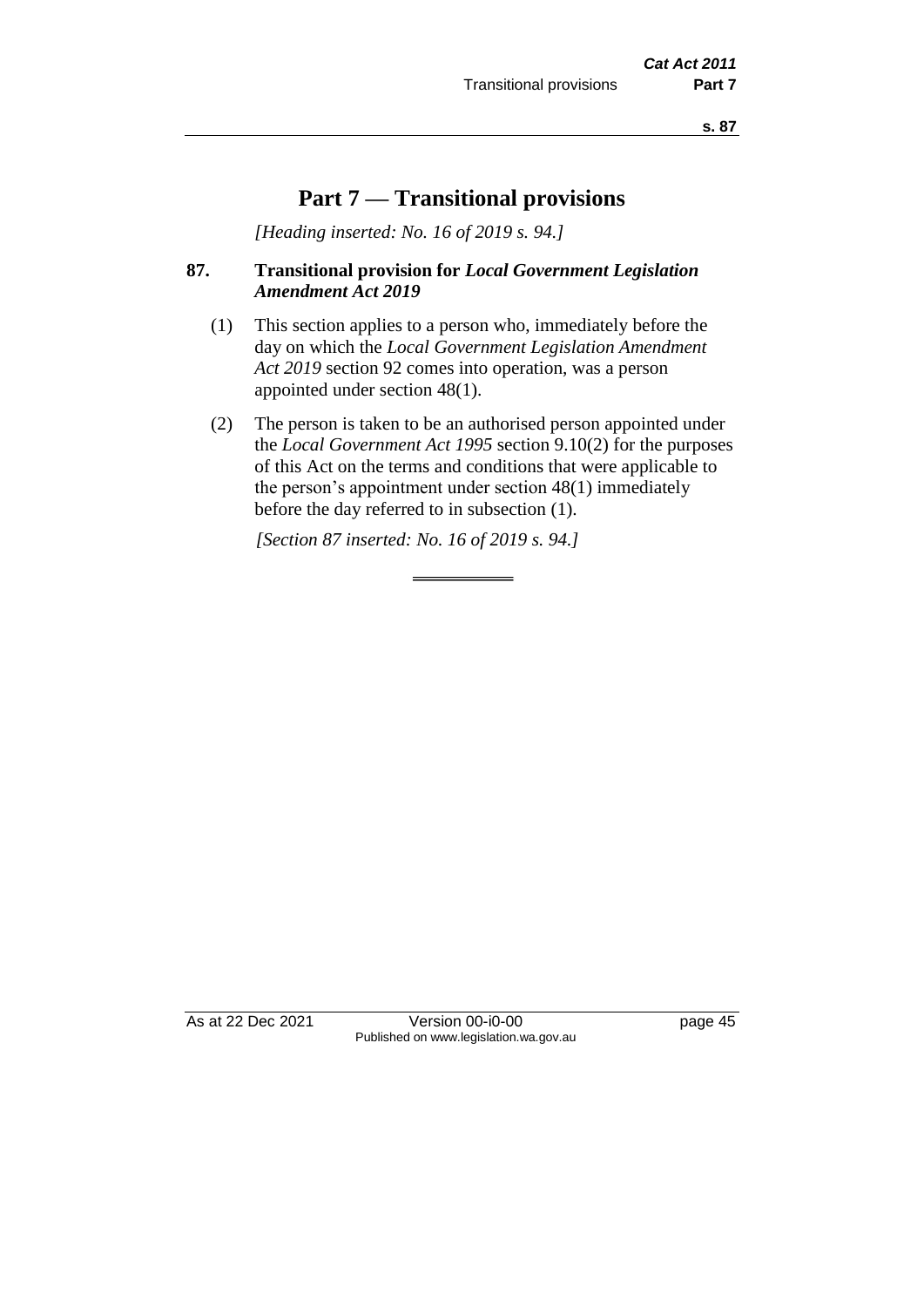# Part 7 — Transitional provisions

*[Heading inserted: No. 16 of 2019 s. 94.]*

## 87. Transitional provision for *Local Government Legislation Amendment Act 2019*

(1) This section applies to a person who, immediately before the day on which the *Local Government Legislation Amendment Act 2019* section 92 comes into operation, was a person appointed under section 48(1).

(2) The person is taken to be an authorised person appointed under the *Local Government Act 1995* section 9.10(2) for the purposes of this Act on the terms and conditions that were applicable to the person's appointment under section 48(1) immediately before the day referred to in subsection (1).

*[Section 87 inserted: No. 16 of 2019 s. 94.]*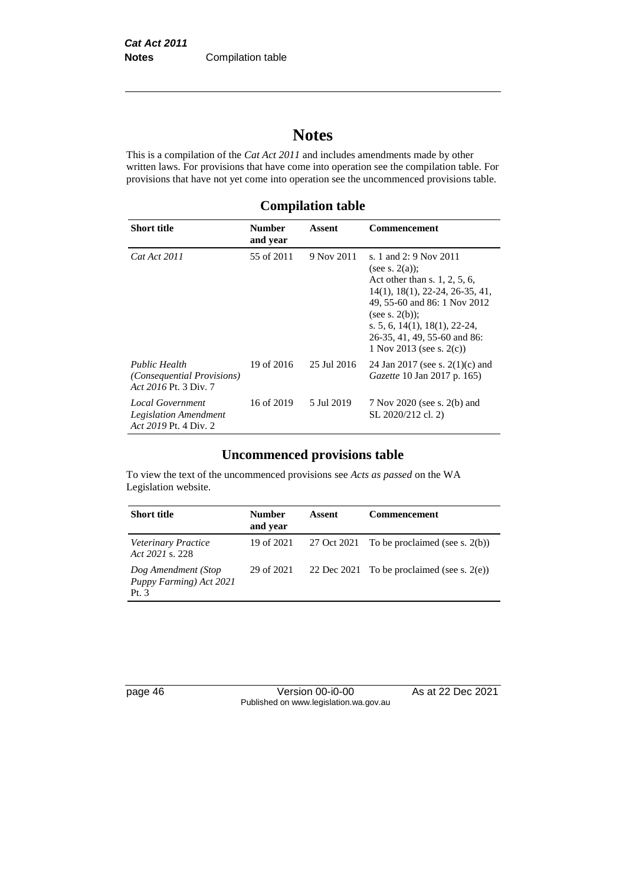# Notes

This is a compilation of the *Cat Act 2011* and includes amendments made by other written laws. For provisions that have come into operation see the compilation table. For provisions that have not yet come into operation see the uncommenced provisions table.

## Compilation table

| Short title | Number and year | Assent | Commencement |
|---|---|---|---|
| *Cat Act 2011* | 55 of 2011 | 9 Nov 2011 | s. 1 and 2: 9 Nov 2011 (see s. 2(a)); Act other than s. 1, 2, 5, 6, 14(1), 18(1), 22-24, 26-35, 41, 49, 55-60 and 86: 1 Nov 2012 (see s. 2(b)); s. 5, 6, 14(1), 18(1), 22-24, 26-35, 41, 49, 55-60 and 86: 1 Nov 2013 (see s. 2(c)) |
| *Public Health (Consequential Provisions) Act 2016* Pt. 3 Div. 7 | 19 of 2016 | 25 Jul 2016 | 24 Jan 2017 (see s. 2(1)(c) and *Gazette* 10 Jan 2017 p. 165) |
| *Local Government Legislation Amendment Act 2019* Pt. 4 Div. 2 | 16 of 2019 | 5 Jul 2019 | 7 Nov 2020 (see s. 2(b) and SL 2020/212 cl. 2) |

## Uncommenced provisions table

To view the text of the uncommenced provisions see *Acts as passed* on the WA Legislation website.

| Short title | Number and year | Assent | Commencement |
|---|---|---|---|
| *Veterinary Practice Act 2021* s. 228 | 19 of 2021 | 27 Oct 2021 | To be proclaimed (see s. 2(b)) |
| *Dog Amendment (Stop Puppy Farming) Act 2021* Pt. 3 | 29 of 2021 | 22 Dec 2021 | To be proclaimed (see s. 2(e)) |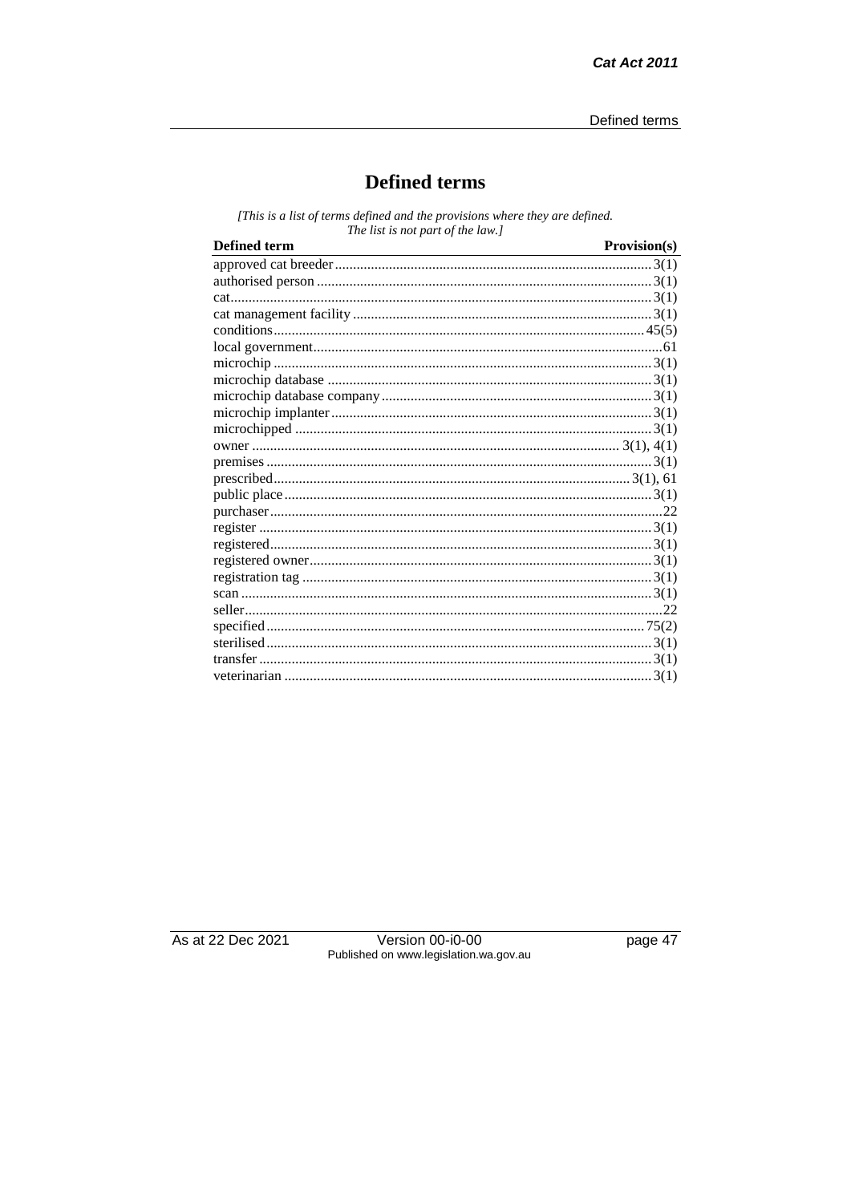# Defined terms

*[This is a list of terms defined and the provisions where they are defined. The list is not part of the law.]*

| Defined term | Provision(s) |
|---|---|
| approved cat breeder | 3(1) |
| authorised person | 3(1) |
| cat | 3(1) |
| cat management facility | 3(1) |
| conditions | 45(5) |
| local government | 61 |
| microchip | 3(1) |
| microchip database | 3(1) |
| microchip database company | 3(1) |
| microchip implanter | 3(1) |
| microchipped | 3(1) |
| owner | 3(1), 4(1) |
| premises | 3(1) |
| prescribed | 3(1), 61 |
| public place | 3(1) |
| purchaser | 22 |
| register | 3(1) |
| registered | 3(1) |
| registered owner | 3(1) |
| registration tag | 3(1) |
| scan | 3(1) |
| seller | 22 |
| specified | 75(2) |
| sterilised | 3(1) |
| transfer | 3(1) |
| veterinarian | 3(1) |